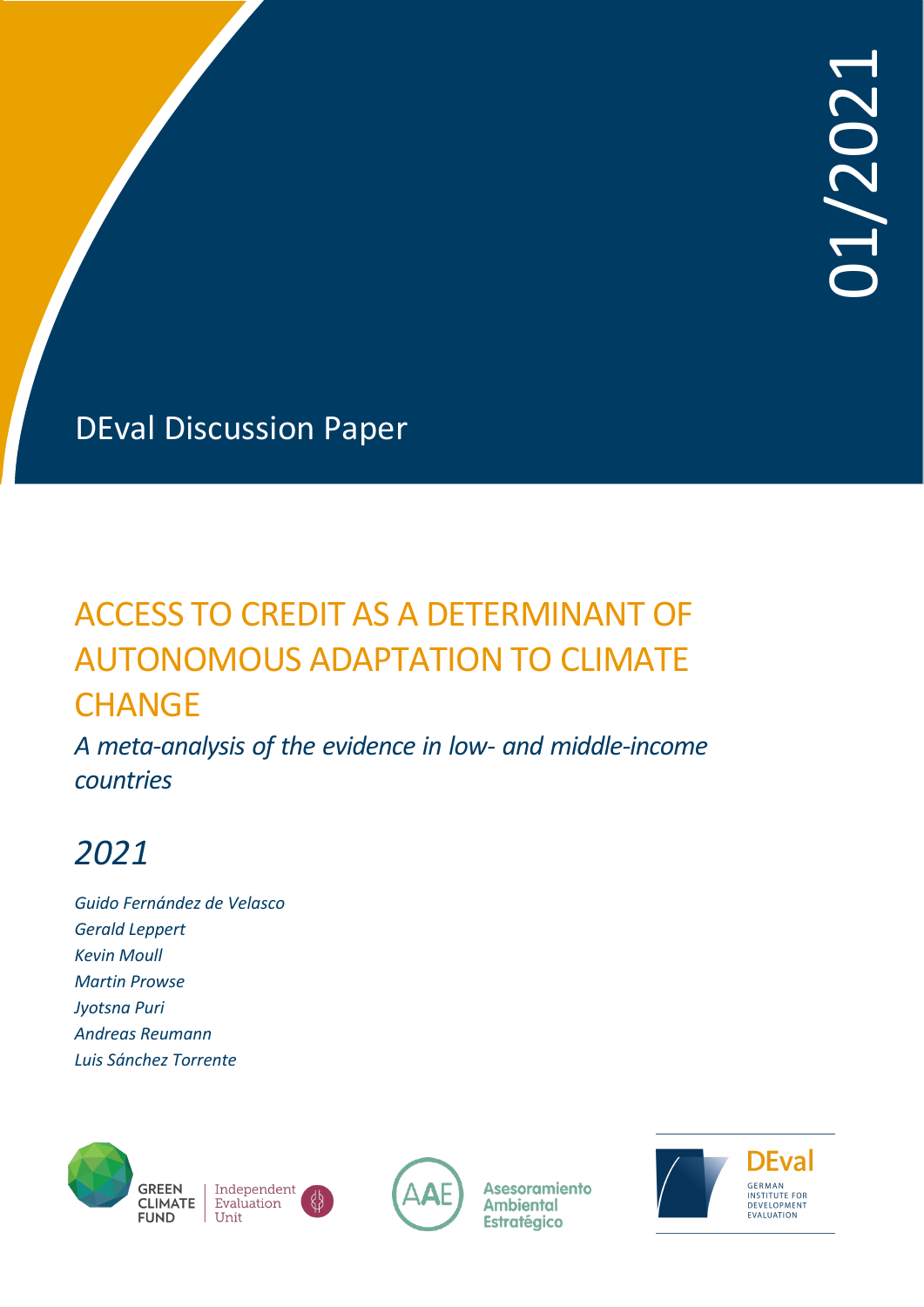01/2021

DEval Discussion Paper

# ACCESS TO CREDIT AS A DETERMINANT OF AUTONOMOUS ADAPTATION TO CLIMATE CHANGE

## *A meta-analysis of the evidence in low- and middle-income countries*

## *2021*

*Guido Fernández de Velasco*
*Gerald Leppert*
*Kevin Moull*
*Martin Prowse*
*Jyotsna Puri*
*Andreas Reumann*
*Luis Sánchez Torrente*

GREEN CLIMATE FUND | Independent Evaluation Unit

Asesoramiento Ambiental Estratégico

DEval GERMAN INSTITUTE FOR DEVELOPMENT EVALUATION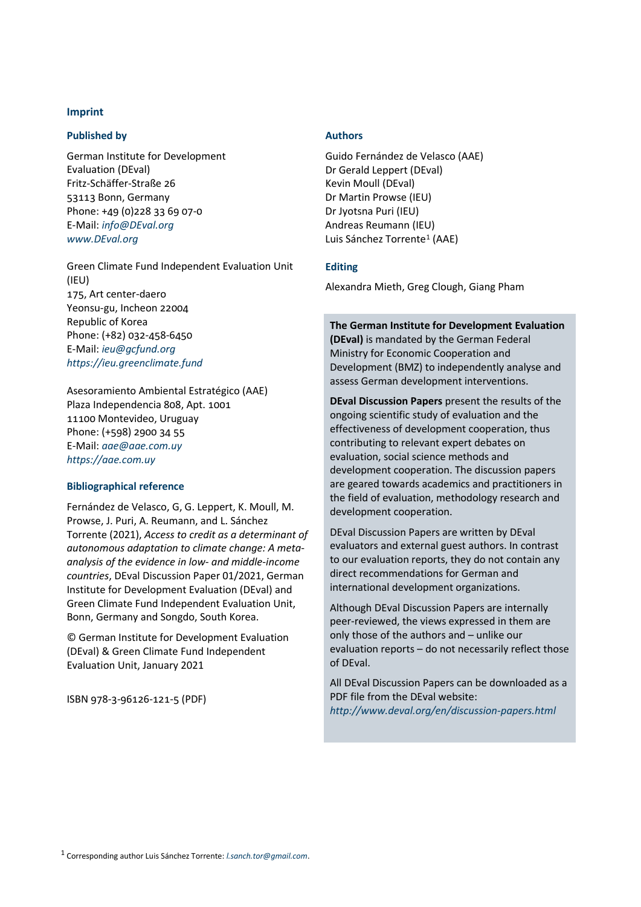## Imprint

### Published by

German Institute for Development Evaluation (DEval)
Fritz-Schäffer-Straße 26
53113 Bonn, Germany
Phone: +49 (0)228 33 69 07-0
E-Mail: *info@DEval.org*
*www.DEval.org*

Green Climate Fund Independent Evaluation Unit (IEU)
175, Art center-daero
Yeonsu-gu, Incheon 22004
Republic of Korea
Phone: (+82) 032-458-6450
E-Mail: *ieu@gcfund.org*
*https://ieu.greenclimate.fund*

Asesoramiento Ambiental Estratégico (AAE)
Plaza Independencia 808, Apt. 1001
11100 Montevideo, Uruguay
Phone: (+598) 2900 34 55
E-Mail: *aae@aae.com.uy*
*https://aae.com.uy*

### Bibliographical reference

Fernández de Velasco, G, G. Leppert, K. Moull, M. Prowse, J. Puri, A. Reumann, and L. Sánchez Torrente (2021), *Access to credit as a determinant of autonomous adaptation to climate change: A meta-analysis of the evidence in low- and middle-income countries*, DEval Discussion Paper 01/2021, German Institute for Development Evaluation (DEval) and Green Climate Fund Independent Evaluation Unit, Bonn, Germany and Songdo, South Korea.

© German Institute for Development Evaluation (DEval) & Green Climate Fund Independent Evaluation Unit, January 2021

ISBN 978-3-96126-121-5 (PDF)

### Authors

Guido Fernández de Velasco (AAE)
Dr Gerald Leppert (DEval)
Kevin Moull (DEval)
Dr Martin Prowse (IEU)
Dr Jyotsna Puri (IEU)
Andreas Reumann (IEU)
Luis Sánchez Torrente[1] (AAE)

### Editing

Alexandra Mieth, Greg Clough, Giang Pham

**The German Institute for Development Evaluation (DEval)** is mandated by the German Federal Ministry for Economic Cooperation and Development (BMZ) to independently analyse and assess German development interventions.

**DEval Discussion Papers** present the results of the ongoing scientific study of evaluation and the effectiveness of development cooperation, thus contributing to relevant expert debates on evaluation, social science methods and development cooperation. The discussion papers are geared towards academics and practitioners in the field of evaluation, methodology research and development cooperation.

DEval Discussion Papers are written by DEval evaluators and external guest authors. In contrast to our evaluation reports, they do not contain any direct recommendations for German and international development organizations.

Although DEval Discussion Papers are internally peer-reviewed, the views expressed in them are only those of the authors and – unlike our evaluation reports – do not necessarily reflect those of DEval.

All DEval Discussion Papers can be downloaded as a PDF file from the DEval website: *http://www.deval.org/en/discussion-papers.html*

[1] Corresponding author Luis Sánchez Torrente: *l.sanch.tor@gmail.com*.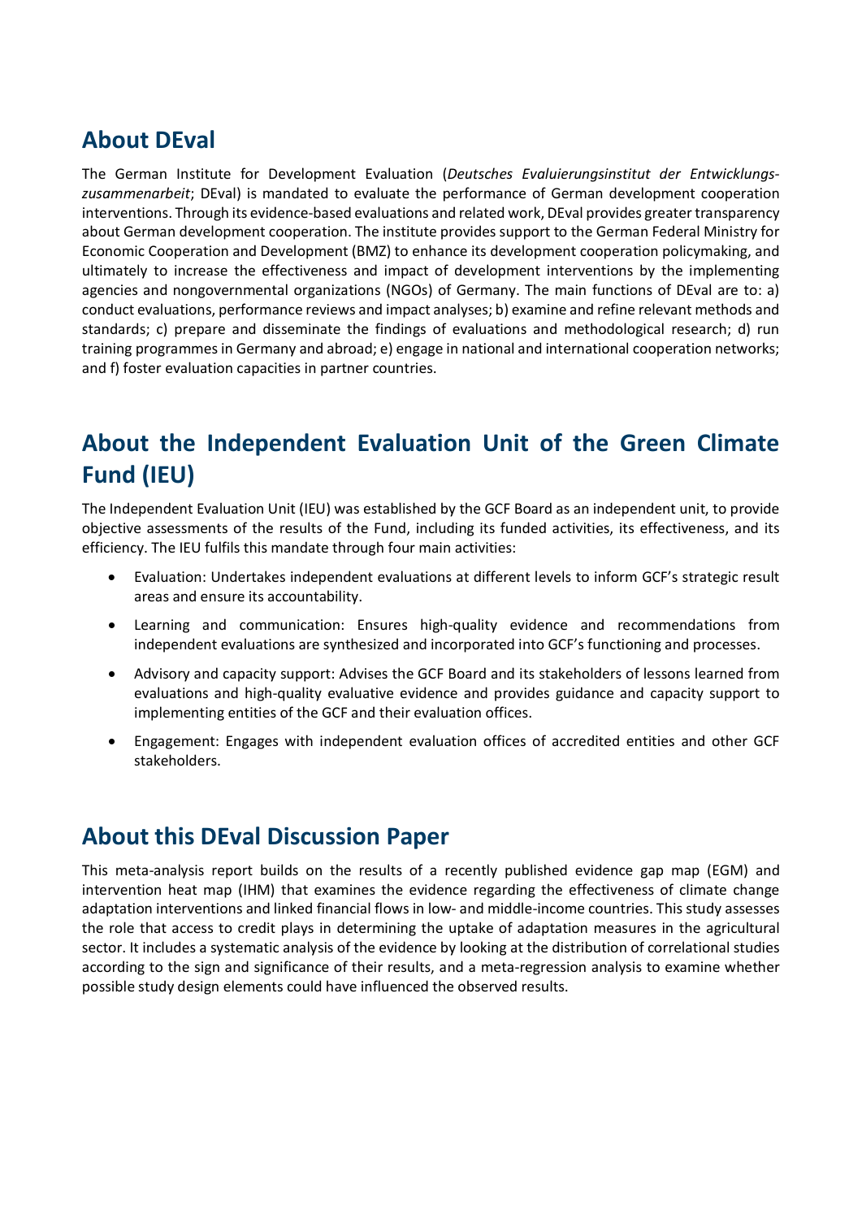## About DEval

The German Institute for Development Evaluation (*Deutsches Evaluierungsinstitut der Entwicklungs­zusammenarbeit*; DEval) is mandated to evaluate the performance of German development cooperation interventions. Through its evidence-based evaluations and related work, DEval provides greater transparency about German development cooperation. The institute provides support to the German Federal Ministry for Economic Cooperation and Development (BMZ) to enhance its development cooperation policymaking, and ultimately to increase the effectiveness and impact of development interventions by the implementing agencies and nongovernmental organizations (NGOs) of Germany. The main functions of DEval are to: a) conduct evaluations, performance reviews and impact analyses; b) examine and refine relevant methods and standards; c) prepare and disseminate the findings of evaluations and methodological research; d) run training programmes in Germany and abroad; e) engage in national and international cooperation networks; and f) foster evaluation capacities in partner countries.

## About the Independent Evaluation Unit of the Green Climate Fund (IEU)

The Independent Evaluation Unit (IEU) was established by the GCF Board as an independent unit, to provide objective assessments of the results of the Fund, including its funded activities, its effectiveness, and its efficiency. The IEU fulfils this mandate through four main activities:

- Evaluation: Undertakes independent evaluations at different levels to inform GCF's strategic result areas and ensure its accountability.
- Learning and communication: Ensures high-quality evidence and recommendations from independent evaluations are synthesized and incorporated into GCF's functioning and processes.
- Advisory and capacity support: Advises the GCF Board and its stakeholders of lessons learned from evaluations and high-quality evaluative evidence and provides guidance and capacity support to implementing entities of the GCF and their evaluation offices.
- Engagement: Engages with independent evaluation offices of accredited entities and other GCF stakeholders.

## About this DEval Discussion Paper

This meta-analysis report builds on the results of a recently published evidence gap map (EGM) and intervention heat map (IHM) that examines the evidence regarding the effectiveness of climate change adaptation interventions and linked financial flows in low- and middle-income countries. This study assesses the role that access to credit plays in determining the uptake of adaptation measures in the agricultural sector. It includes a systematic analysis of the evidence by looking at the distribution of correlational studies according to the sign and significance of their results, and a meta-regression analysis to examine whether possible study design elements could have influenced the observed results.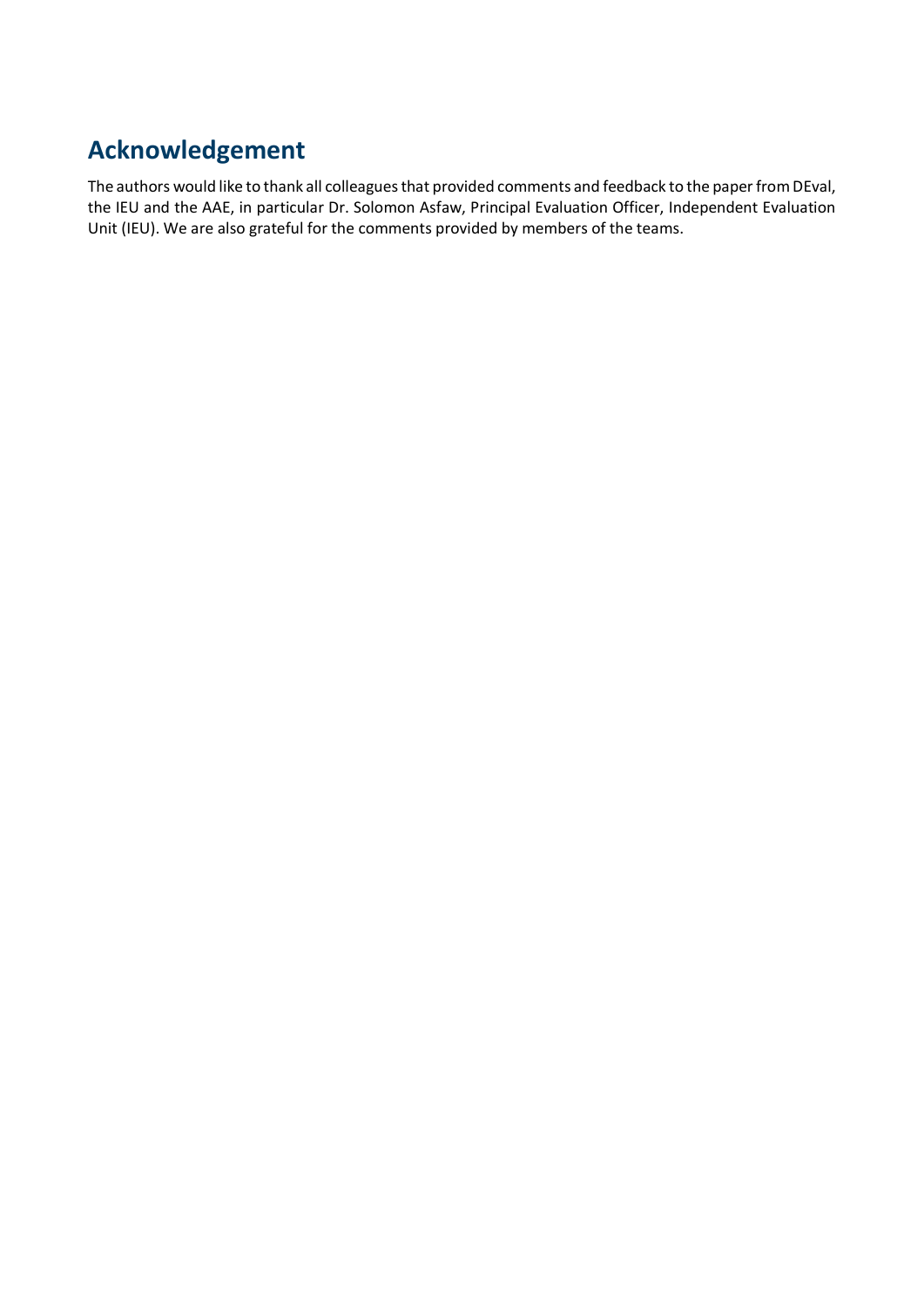# Acknowledgement

The authors would like to thank all colleagues that provided comments and feedback to the paper from DEval, the IEU and the AAE, in particular Dr. Solomon Asfaw, Principal Evaluation Officer, Independent Evaluation Unit (IEU). We are also grateful for the comments provided by members of the teams.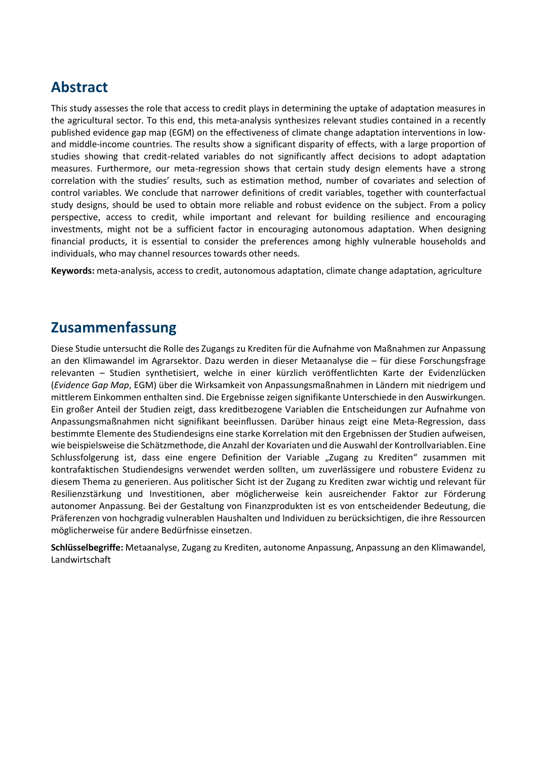## Abstract

This study assesses the role that access to credit plays in determining the uptake of adaptation measures in the agricultural sector. To this end, this meta-analysis synthesizes relevant studies contained in a recently published evidence gap map (EGM) on the effectiveness of climate change adaptation interventions in low- and middle-income countries. The results show a significant disparity of effects, with a large proportion of studies showing that credit-related variables do not significantly affect decisions to adopt adaptation measures. Furthermore, our meta-regression shows that certain study design elements have a strong correlation with the studies' results, such as estimation method, number of covariates and selection of control variables. We conclude that narrower definitions of credit variables, together with counterfactual study designs, should be used to obtain more reliable and robust evidence on the subject. From a policy perspective, access to credit, while important and relevant for building resilience and encouraging investments, might not be a sufficient factor in encouraging autonomous adaptation. When designing financial products, it is essential to consider the preferences among highly vulnerable households and individuals, who may channel resources towards other needs.

**Keywords:** meta-analysis, access to credit, autonomous adaptation, climate change adaptation, agriculture

## Zusammenfassung

Diese Studie untersucht die Rolle des Zugangs zu Krediten für die Aufnahme von Maßnahmen zur Anpassung an den Klimawandel im Agrarsektor. Dazu werden in dieser Metaanalyse die – für diese Forschungsfrage relevanten – Studien synthetisiert, welche in einer kürzlich veröffentlichten Karte der Evidenzlücken (*Evidence Gap Map*, EGM) über die Wirksamkeit von Anpassungsmaßnahmen in Ländern mit niedrigem und mittlerem Einkommen enthalten sind. Die Ergebnisse zeigen signifikante Unterschiede in den Auswirkungen. Ein großer Anteil der Studien zeigt, dass kreditbezogene Variablen die Entscheidungen zur Aufnahme von Anpassungsmaßnahmen nicht signifikant beeinflussen. Darüber hinaus zeigt eine Meta-Regression, dass bestimmte Elemente des Studiendesigns eine starke Korrelation mit den Ergebnissen der Studien aufweisen, wie beispielsweise die Schätzmethode, die Anzahl der Kovariaten und die Auswahl der Kontrollvariablen. Eine Schlussfolgerung ist, dass eine engere Definition der Variable „Zugang zu Krediten" zusammen mit kontrafaktischen Studiendesigns verwendet werden sollten, um zuverlässigere und robustere Evidenz zu diesem Thema zu generieren. Aus politischer Sicht ist der Zugang zu Krediten zwar wichtig und relevant für Resilienzstärkung und Investitionen, aber möglicherweise kein ausreichender Faktor zur Förderung autonomer Anpassung. Bei der Gestaltung von Finanzprodukten ist es von entscheidender Bedeutung, die Präferenzen von hochgradig vulnerablen Haushalten und Individuen zu berücksichtigen, die ihre Ressourcen möglicherweise für andere Bedürfnisse einsetzen.

**Schlüsselbegriffe:** Metaanalyse, Zugang zu Krediten, autonome Anpassung, Anpassung an den Klimawandel, Landwirtschaft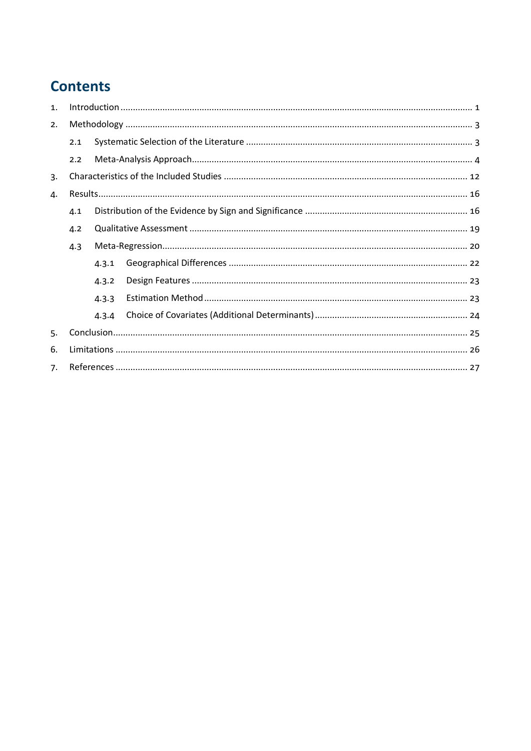# Contents

1. Introduction ........................................................................................................................................ 1
2. Methodology ....................................................................................................................................... 3
   - 2.1 Systematic Selection of the Literature ........................................................................................ 3
   - 2.2 Meta-Analysis Approach ............................................................................................................. 4
3. Characteristics of the Included Studies ............................................................................................. 12
4. Results ................................................................................................................................................ 16
   - 4.1 Distribution of the Evidence by Sign and Significance .............................................................. 16
   - 4.2 Qualitative Assessment ............................................................................................................. 19
   - 4.3 Meta-Regression ........................................................................................................................ 20
     - 4.3.1 Geographical Differences ..................................................................................................... 22
     - 4.3.2 Design Features .................................................................................................................... 23
     - 4.3.3 Estimation Method ............................................................................................................... 23
     - 4.3.4 Choice of Covariates (Additional Determinants) ................................................................. 24
5. Conclusion .......................................................................................................................................... 25
6. Limitations .......................................................................................................................................... 26
7. References ........................................................................................................................................... 27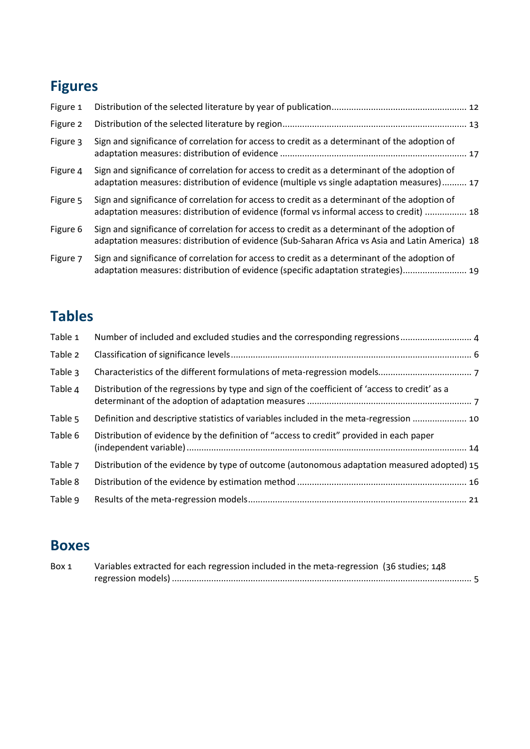## Figures

| | | |
|---|---|---|
| Figure 1 | Distribution of the selected literature by year of publication | 12 |
| Figure 2 | Distribution of the selected literature by region | 13 |
| Figure 3 | Sign and significance of correlation for access to credit as a determinant of the adoption of adaptation measures: distribution of evidence | 17 |
| Figure 4 | Sign and significance of correlation for access to credit as a determinant of the adoption of adaptation measures: distribution of evidence (multiple vs single adaptation measures) | 17 |
| Figure 5 | Sign and significance of correlation for access to credit as a determinant of the adoption of adaptation measures: distribution of evidence (formal vs informal access to credit) | 18 |
| Figure 6 | Sign and significance of correlation for access to credit as a determinant of the adoption of adaptation measures: distribution of evidence (Sub-Saharan Africa vs Asia and Latin America) | 18 |
| Figure 7 | Sign and significance of correlation for access to credit as a determinant of the adoption of adaptation measures: distribution of evidence (specific adaptation strategies) | 19 |

## Tables

| | | |
|---|---|---|
| Table 1 | Number of included and excluded studies and the corresponding regressions | 4 |
| Table 2 | Classification of significance levels | 6 |
| Table 3 | Characteristics of the different formulations of meta-regression models | 7 |
| Table 4 | Distribution of the regressions by type and sign of the coefficient of 'access to credit' as a determinant of the adoption of adaptation measures | 7 |
| Table 5 | Definition and descriptive statistics of variables included in the meta-regression | 10 |
| Table 6 | Distribution of evidence by the definition of "access to credit" provided in each paper (independent variable) | 14 |
| Table 7 | Distribution of the evidence by type of outcome (autonomous adaptation measured adopted) | 15 |
| Table 8 | Distribution of the evidence by estimation method | 16 |
| Table 9 | Results of the meta-regression models | 21 |

## Boxes

| | | |
|---|---|---|
| Box 1 | Variables extracted for each regression included in the meta-regression (36 studies; 148 regression models) | 5 |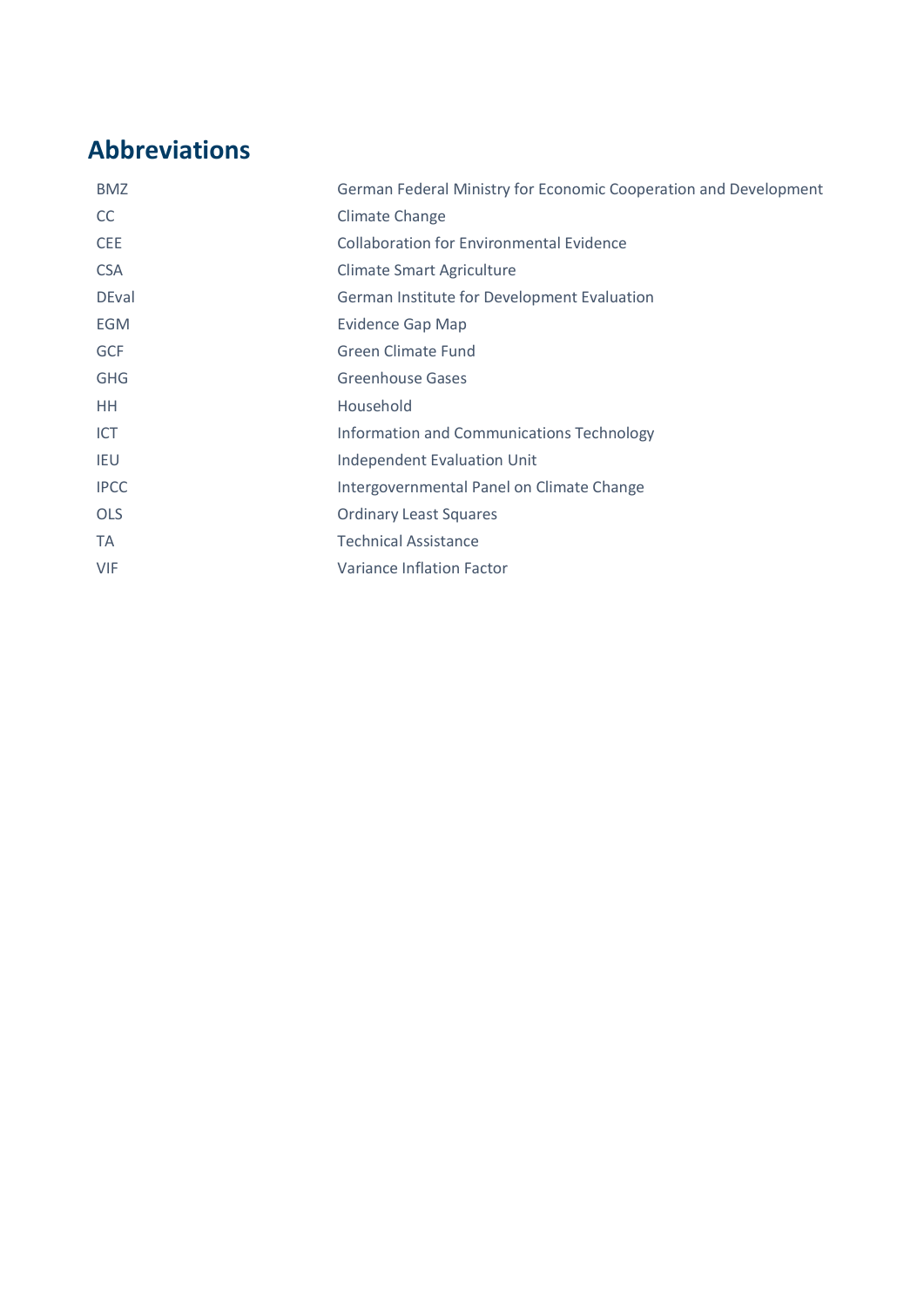## Abbreviations

| | |
|---|---|
| BMZ | German Federal Ministry for Economic Cooperation and Development |
| CC | Climate Change |
| CEE | Collaboration for Environmental Evidence |
| CSA | Climate Smart Agriculture |
| DEval | German Institute for Development Evaluation |
| EGM | Evidence Gap Map |
| GCF | Green Climate Fund |
| GHG | Greenhouse Gases |
| HH | Household |
| ICT | Information and Communications Technology |
| IEU | Independent Evaluation Unit |
| IPCC | Intergovernmental Panel on Climate Change |
| OLS | Ordinary Least Squares |
| TA | Technical Assistance |
| VIF | Variance Inflation Factor |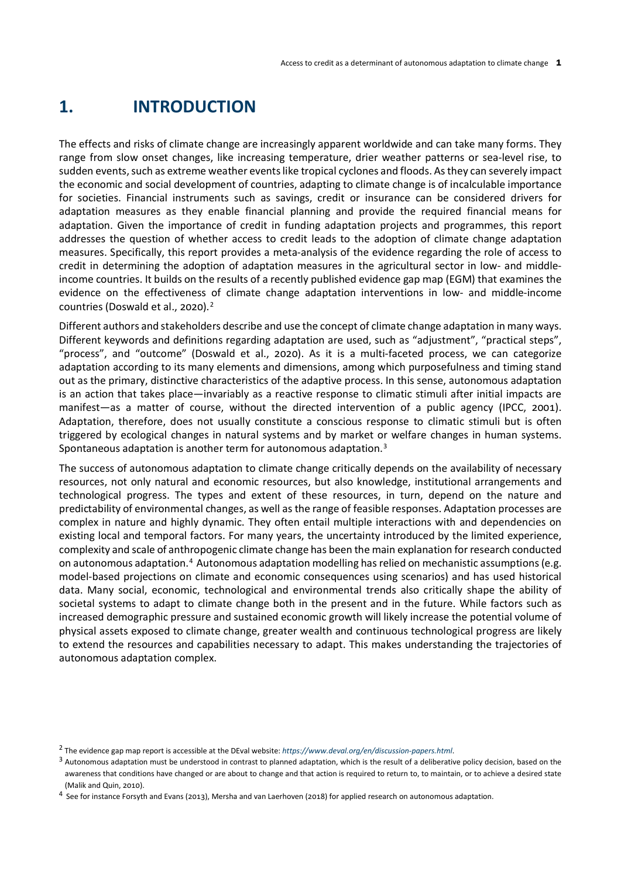# 1. INTRODUCTION

The effects and risks of climate change are increasingly apparent worldwide and can take many forms. They range from slow onset changes, like increasing temperature, drier weather patterns or sea-level rise, to sudden events, such as extreme weather events like tropical cyclones and floods. As they can severely impact the economic and social development of countries, adapting to climate change is of incalculable importance for societies. Financial instruments such as savings, credit or insurance can be considered drivers for adaptation measures as they enable financial planning and provide the required financial means for adaptation. Given the importance of credit in funding adaptation projects and programmes, this report addresses the question of whether access to credit leads to the adoption of climate change adaptation measures. Specifically, this report provides a meta-analysis of the evidence regarding the role of access to credit in determining the adoption of adaptation measures in the agricultural sector in low- and middle-income countries. It builds on the results of a recently published evidence gap map (EGM) that examines the evidence on the effectiveness of climate change adaptation interventions in low- and middle-income countries (Doswald et al., 2020).[2]

Different authors and stakeholders describe and use the concept of climate change adaptation in many ways. Different keywords and definitions regarding adaptation are used, such as "adjustment", "practical steps", "process", and "outcome" (Doswald et al., 2020). As it is a multi-faceted process, we can categorize adaptation according to its many elements and dimensions, among which purposefulness and timing stand out as the primary, distinctive characteristics of the adaptive process. In this sense, autonomous adaptation is an action that takes place—invariably as a reactive response to climatic stimuli after initial impacts are manifest—as a matter of course, without the directed intervention of a public agency (IPCC, 2001). Adaptation, therefore, does not usually constitute a conscious response to climatic stimuli but is often triggered by ecological changes in natural systems and by market or welfare changes in human systems. Spontaneous adaptation is another term for autonomous adaptation.[3]

The success of autonomous adaptation to climate change critically depends on the availability of necessary resources, not only natural and economic resources, but also knowledge, institutional arrangements and technological progress. The types and extent of these resources, in turn, depend on the nature and predictability of environmental changes, as well as the range of feasible responses. Adaptation processes are complex in nature and highly dynamic. They often entail multiple interactions with and dependencies on existing local and temporal factors. For many years, the uncertainty introduced by the limited experience, complexity and scale of anthropogenic climate change has been the main explanation for research conducted on autonomous adaptation.[4] Autonomous adaptation modelling has relied on mechanistic assumptions (e.g. model-based projections on climate and economic consequences using scenarios) and has used historical data. Many social, economic, technological and environmental trends also critically shape the ability of societal systems to adapt to climate change both in the present and in the future. While factors such as increased demographic pressure and sustained economic growth will likely increase the potential volume of physical assets exposed to climate change, greater wealth and continuous technological progress are likely to extend the resources and capabilities necessary to adapt. This makes understanding the trajectories of autonomous adaptation complex.

[2] The evidence gap map report is accessible at the DEval website: *https://www.deval.org/en/discussion-papers.html*.

[3] Autonomous adaptation must be understood in contrast to planned adaptation, which is the result of a deliberative policy decision, based on the awareness that conditions have changed or are about to change and that action is required to return to, to maintain, or to achieve a desired state (Malik and Quin, 2010).

[4] See for instance Forsyth and Evans (2013), Mersha and van Laerhoven (2018) for applied research on autonomous adaptation.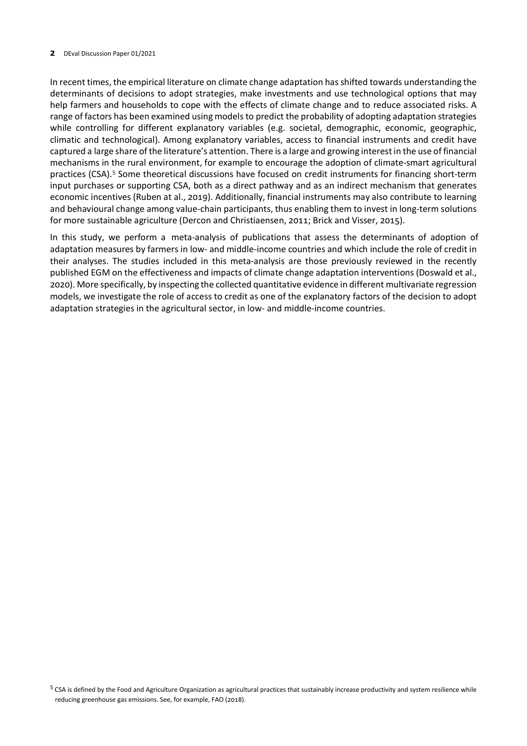In recent times, the empirical literature on climate change adaptation has shifted towards understanding the determinants of decisions to adopt strategies, make investments and use technological options that may help farmers and households to cope with the effects of climate change and to reduce associated risks. A range of factors has been examined using models to predict the probability of adopting adaptation strategies while controlling for different explanatory variables (e.g. societal, demographic, economic, geographic, climatic and technological). Among explanatory variables, access to financial instruments and credit have captured a large share of the literature's attention. There is a large and growing interest in the use of financial mechanisms in the rural environment, for example to encourage the adoption of climate-smart agricultural practices (CSA).[5] Some theoretical discussions have focused on credit instruments for financing short-term input purchases or supporting CSA, both as a direct pathway and as an indirect mechanism that generates economic incentives (Ruben at al., 2019). Additionally, financial instruments may also contribute to learning and behavioural change among value-chain participants, thus enabling them to invest in long-term solutions for more sustainable agriculture (Dercon and Christiaensen, 2011; Brick and Visser, 2015).

In this study, we perform a meta-analysis of publications that assess the determinants of adoption of adaptation measures by farmers in low- and middle-income countries and which include the role of credit in their analyses. The studies included in this meta-analysis are those previously reviewed in the recently published EGM on the effectiveness and impacts of climate change adaptation interventions (Doswald et al., 2020). More specifically, by inspecting the collected quantitative evidence in different multivariate regression models, we investigate the role of access to credit as one of the explanatory factors of the decision to adopt adaptation strategies in the agricultural sector, in low- and middle-income countries.

[5] CSA is defined by the Food and Agriculture Organization as agricultural practices that sustainably increase productivity and system resilience while reducing greenhouse gas emissions. See, for example, FAO (2018).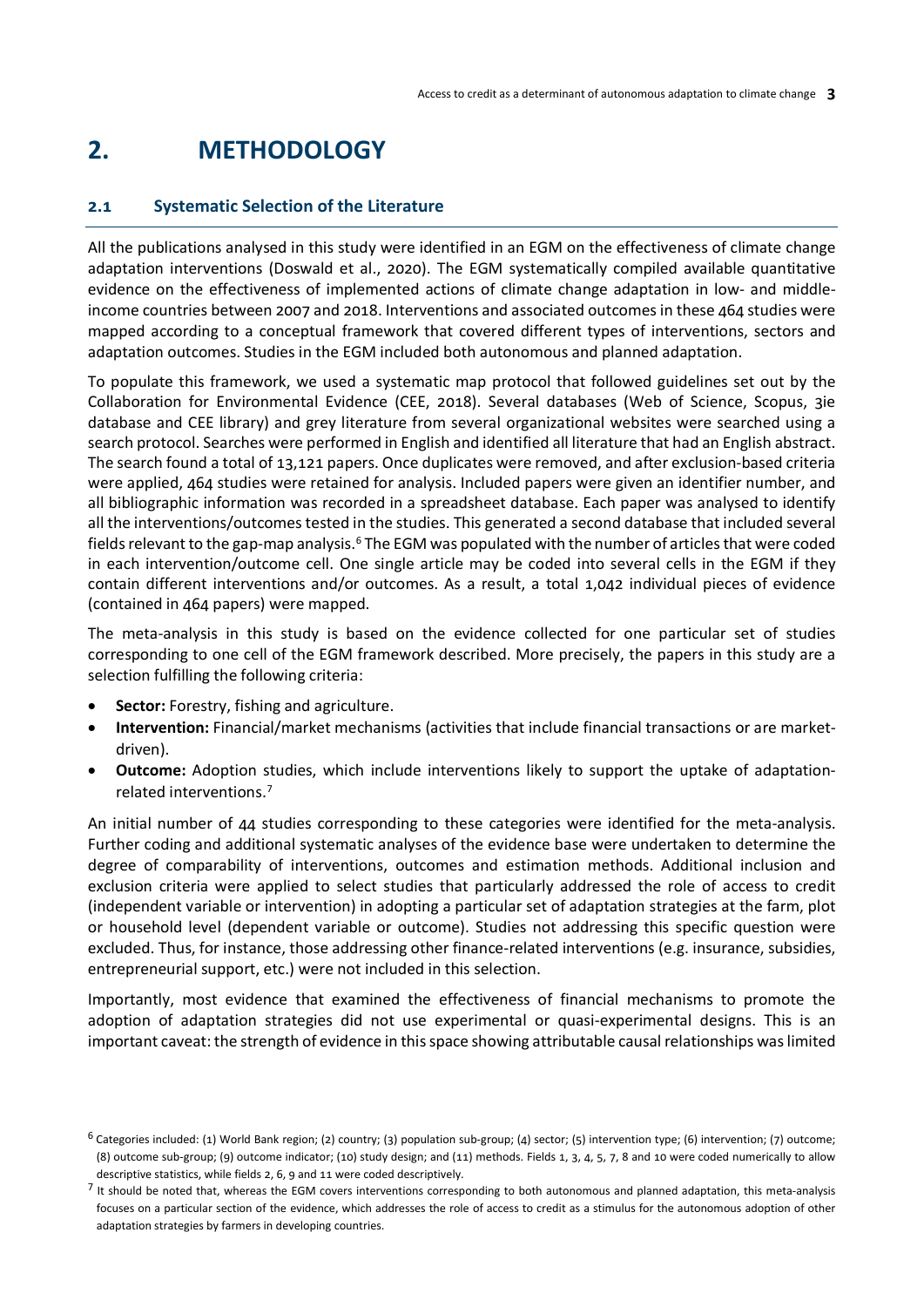# 2. METHODOLOGY

## 2.1 Systematic Selection of the Literature

All the publications analysed in this study were identified in an EGM on the effectiveness of climate change adaptation interventions (Doswald et al., 2020). The EGM systematically compiled available quantitative evidence on the effectiveness of implemented actions of climate change adaptation in low- and middle-income countries between 2007 and 2018. Interventions and associated outcomes in these 464 studies were mapped according to a conceptual framework that covered different types of interventions, sectors and adaptation outcomes. Studies in the EGM included both autonomous and planned adaptation.

To populate this framework, we used a systematic map protocol that followed guidelines set out by the Collaboration for Environmental Evidence (CEE, 2018). Several databases (Web of Science, Scopus, 3ie database and CEE library) and grey literature from several organizational websites were searched using a search protocol. Searches were performed in English and identified all literature that had an English abstract. The search found a total of 13,121 papers. Once duplicates were removed, and after exclusion-based criteria were applied, 464 studies were retained for analysis. Included papers were given an identifier number, and all bibliographic information was recorded in a spreadsheet database. Each paper was analysed to identify all the interventions/outcomes tested in the studies. This generated a second database that included several fields relevant to the gap-map analysis.[6] The EGM was populated with the number of articles that were coded in each intervention/outcome cell. One single article may be coded into several cells in the EGM if they contain different interventions and/or outcomes. As a result, a total 1,042 individual pieces of evidence (contained in 464 papers) were mapped.

The meta-analysis in this study is based on the evidence collected for one particular set of studies corresponding to one cell of the EGM framework described. More precisely, the papers in this study are a selection fulfilling the following criteria:

- **Sector:** Forestry, fishing and agriculture.
- **Intervention:** Financial/market mechanisms (activities that include financial transactions or are market-driven).
- **Outcome:** Adoption studies, which include interventions likely to support the uptake of adaptation-related interventions.[7]

An initial number of 44 studies corresponding to these categories were identified for the meta-analysis. Further coding and additional systematic analyses of the evidence base were undertaken to determine the degree of comparability of interventions, outcomes and estimation methods. Additional inclusion and exclusion criteria were applied to select studies that particularly addressed the role of access to credit (independent variable or intervention) in adopting a particular set of adaptation strategies at the farm, plot or household level (dependent variable or outcome). Studies not addressing this specific question were excluded. Thus, for instance, those addressing other finance-related interventions (e.g. insurance, subsidies, entrepreneurial support, etc.) were not included in this selection.

Importantly, most evidence that examined the effectiveness of financial mechanisms to promote the adoption of adaptation strategies did not use experimental or quasi-experimental designs. This is an important caveat: the strength of evidence in this space showing attributable causal relationships was limited

[6] Categories included: (1) World Bank region; (2) country; (3) population sub-group; (4) sector; (5) intervention type; (6) intervention; (7) outcome; (8) outcome sub-group; (9) outcome indicator; (10) study design; and (11) methods. Fields 1, 3, 4, 5, 7, 8 and 10 were coded numerically to allow descriptive statistics, while fields 2, 6, 9 and 11 were coded descriptively.

[7] It should be noted that, whereas the EGM covers interventions corresponding to both autonomous and planned adaptation, this meta-analysis focuses on a particular section of the evidence, which addresses the role of access to credit as a stimulus for the autonomous adoption of other adaptation strategies by farmers in developing countries.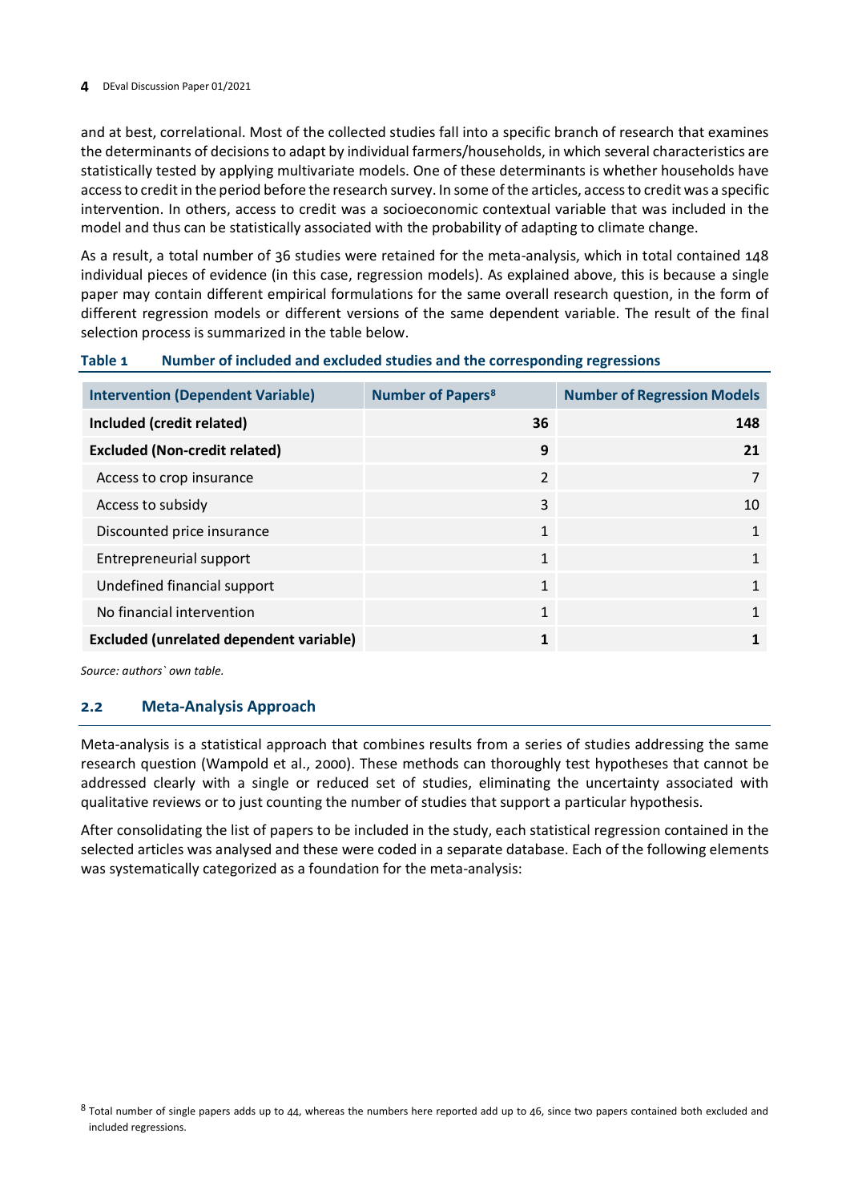and at best, correlational. Most of the collected studies fall into a specific branch of research that examines the determinants of decisions to adapt by individual farmers/households, in which several characteristics are statistically tested by applying multivariate models. One of these determinants is whether households have access to credit in the period before the research survey. In some of the articles, access to credit was a specific intervention. In others, access to credit was a socioeconomic contextual variable that was included in the model and thus can be statistically associated with the probability of adapting to climate change.

As a result, a total number of 36 studies were retained for the meta-analysis, which in total contained 148 individual pieces of evidence (in this case, regression models). As explained above, this is because a single paper may contain different empirical formulations for the same overall research question, in the form of different regression models or different versions of the same dependent variable. The result of the final selection process is summarized in the table below.

**Table 1 Number of included and excluded studies and the corresponding regressions**

| Intervention (Dependent Variable) | Number of Papers[8] | Number of Regression Models |
|---|---|---|
| **Included (credit related)** | **36** | **148** |
| **Excluded (Non-credit related)** | **9** | **21** |
| Access to crop insurance | 2 | 7 |
| Access to subsidy | 3 | 10 |
| Discounted price insurance | 1 | 1 |
| Entrepreneurial support | 1 | 1 |
| Undefined financial support | 1 | 1 |
| No financial intervention | 1 | 1 |
| **Excluded (unrelated dependent variable)** | **1** | **1** |

*Source: authors` own table.*

### 2.2 Meta-Analysis Approach

Meta-analysis is a statistical approach that combines results from a series of studies addressing the same research question (Wampold et al., 2000). These methods can thoroughly test hypotheses that cannot be addressed clearly with a single or reduced set of studies, eliminating the uncertainty associated with qualitative reviews or to just counting the number of studies that support a particular hypothesis.

After consolidating the list of papers to be included in the study, each statistical regression contained in the selected articles was analysed and these were coded in a separate database. Each of the following elements was systematically categorized as a foundation for the meta-analysis:

[8] Total number of single papers adds up to 44, whereas the numbers here reported add up to 46, since two papers contained both excluded and included regressions.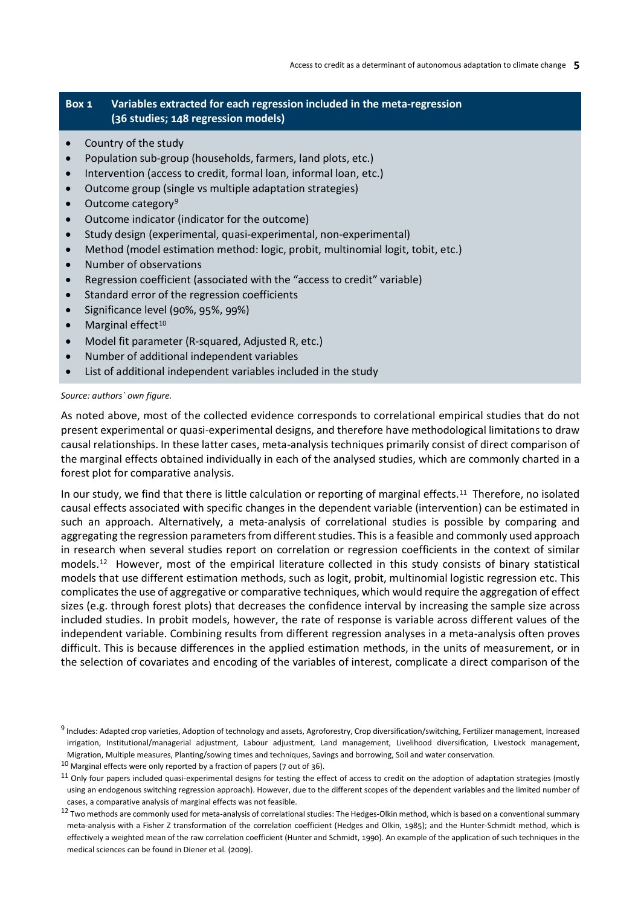**Box 1 Variables extracted for each regression included in the meta-regression (36 studies; 148 regression models)**

- Country of the study
- Population sub-group (households, farmers, land plots, etc.)
- Intervention (access to credit, formal loan, informal loan, etc.)
- Outcome group (single vs multiple adaptation strategies)
- Outcome category[9]
- Outcome indicator (indicator for the outcome)
- Study design (experimental, quasi-experimental, non-experimental)
- Method (model estimation method: logic, probit, multinomial logit, tobit, etc.)
- Number of observations
- Regression coefficient (associated with the "access to credit" variable)
- Standard error of the regression coefficients
- Significance level (90%, 95%, 99%)
- Marginal effect[10]
- Model fit parameter (R-squared, Adjusted R, etc.)
- Number of additional independent variables
- List of additional independent variables included in the study

*Source: authors` own figure.*

As noted above, most of the collected evidence corresponds to correlational empirical studies that do not present experimental or quasi-experimental designs, and therefore have methodological limitations to draw causal relationships. In these latter cases, meta-analysis techniques primarily consist of direct comparison of the marginal effects obtained individually in each of the analysed studies, which are commonly charted in a forest plot for comparative analysis.

In our study, we find that there is little calculation or reporting of marginal effects.[11] Therefore, no isolated causal effects associated with specific changes in the dependent variable (intervention) can be estimated in such an approach. Alternatively, a meta-analysis of correlational studies is possible by comparing and aggregating the regression parameters from different studies. This is a feasible and commonly used approach in research when several studies report on correlation or regression coefficients in the context of similar models.[12] However, most of the empirical literature collected in this study consists of binary statistical models that use different estimation methods, such as logit, probit, multinomial logistic regression etc. This complicates the use of aggregative or comparative techniques, which would require the aggregation of effect sizes (e.g. through forest plots) that decreases the confidence interval by increasing the sample size across included studies. In probit models, however, the rate of response is variable across different values of the independent variable. Combining results from different regression analyses in a meta-analysis often proves difficult. This is because differences in the applied estimation methods, in the units of measurement, or in the selection of covariates and encoding of the variables of interest, complicate a direct comparison of the

---

[9] Includes: Adapted crop varieties, Adoption of technology and assets, Agroforestry, Crop diversification/switching, Fertilizer management, Increased irrigation, Institutional/managerial adjustment, Labour adjustment, Land management, Livelihood diversification, Livestock management, Migration, Multiple measures, Planting/sowing times and techniques, Savings and borrowing, Soil and water conservation.

[10] Marginal effects were only reported by a fraction of papers (7 out of 36).

[11] Only four papers included quasi-experimental designs for testing the effect of access to credit on the adoption of adaptation strategies (mostly using an endogenous switching regression approach). However, due to the different scopes of the dependent variables and the limited number of cases, a comparative analysis of marginal effects was not feasible.

[12] Two methods are commonly used for meta-analysis of correlational studies: The Hedges-Olkin method, which is based on a conventional summary meta-analysis with a Fisher Z transformation of the correlation coefficient (Hedges and Olkin, 1985); and the Hunter-Schmidt method, which is effectively a weighted mean of the raw correlation coefficient (Hunter and Schmidt, 1990). An example of the application of such techniques in the medical sciences can be found in Diener et al. (2009).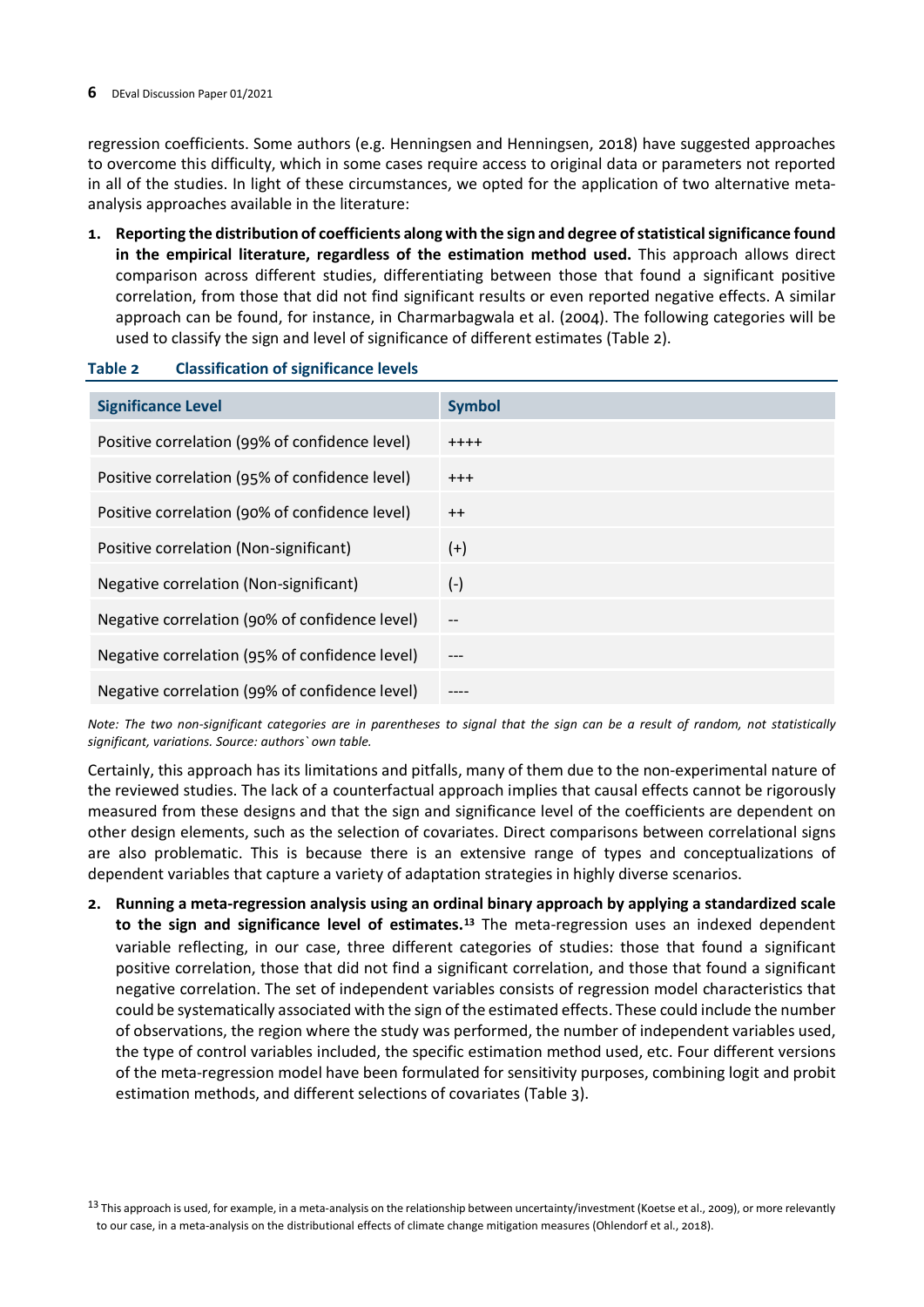regression coefficients. Some authors (e.g. Henningsen and Henningsen, 2018) have suggested approaches to overcome this difficulty, which in some cases require access to original data or parameters not reported in all of the studies. In light of these circumstances, we opted for the application of two alternative meta-analysis approaches available in the literature:

1. **Reporting the distribution of coefficients along with the sign and degree of statistical significance found in the empirical literature, regardless of the estimation method used.** This approach allows direct comparison across different studies, differentiating between those that found a significant positive correlation, from those that did not find significant results or even reported negative effects. A similar approach can be found, for instance, in Charmarbagwala et al. (2004). The following categories will be used to classify the sign and level of significance of different estimates (Table 2).

**Table 2 Classification of significance levels**

| Significance Level | Symbol |
|---|---|
| Positive correlation (99% of confidence level) | ++++ |
| Positive correlation (95% of confidence level) | +++ |
| Positive correlation (90% of confidence level) | ++ |
| Positive correlation (Non-significant) | (+) |
| Negative correlation (Non-significant) | (-) |
| Negative correlation (90% of confidence level) | -- |
| Negative correlation (95% of confidence level) | --- |
| Negative correlation (99% of confidence level) | ---- |

*Note: The two non-significant categories are in parentheses to signal that the sign can be a result of random, not statistically significant, variations. Source: authors` own table.*

Certainly, this approach has its limitations and pitfalls, many of them due to the non-experimental nature of the reviewed studies. The lack of a counterfactual approach implies that causal effects cannot be rigorously measured from these designs and that the sign and significance level of the coefficients are dependent on other design elements, such as the selection of covariates. Direct comparisons between correlational signs are also problematic. This is because there is an extensive range of types and conceptualizations of dependent variables that capture a variety of adaptation strategies in highly diverse scenarios.

2. **Running a meta-regression analysis using an ordinal binary approach by applying a standardized scale to the sign and significance level of estimates.**[13] The meta-regression uses an indexed dependent variable reflecting, in our case, three different categories of studies: those that found a significant positive correlation, those that did not find a significant correlation, and those that found a significant negative correlation. The set of independent variables consists of regression model characteristics that could be systematically associated with the sign of the estimated effects. These could include the number of observations, the region where the study was performed, the number of independent variables used, the type of control variables included, the specific estimation method used, etc. Four different versions of the meta-regression model have been formulated for sensitivity purposes, combining logit and probit estimation methods, and different selections of covariates (Table 3).

[13] This approach is used, for example, in a meta-analysis on the relationship between uncertainty/investment (Koetse et al., 2009), or more relevantly to our case, in a meta-analysis on the distributional effects of climate change mitigation measures (Ohlendorf et al., 2018).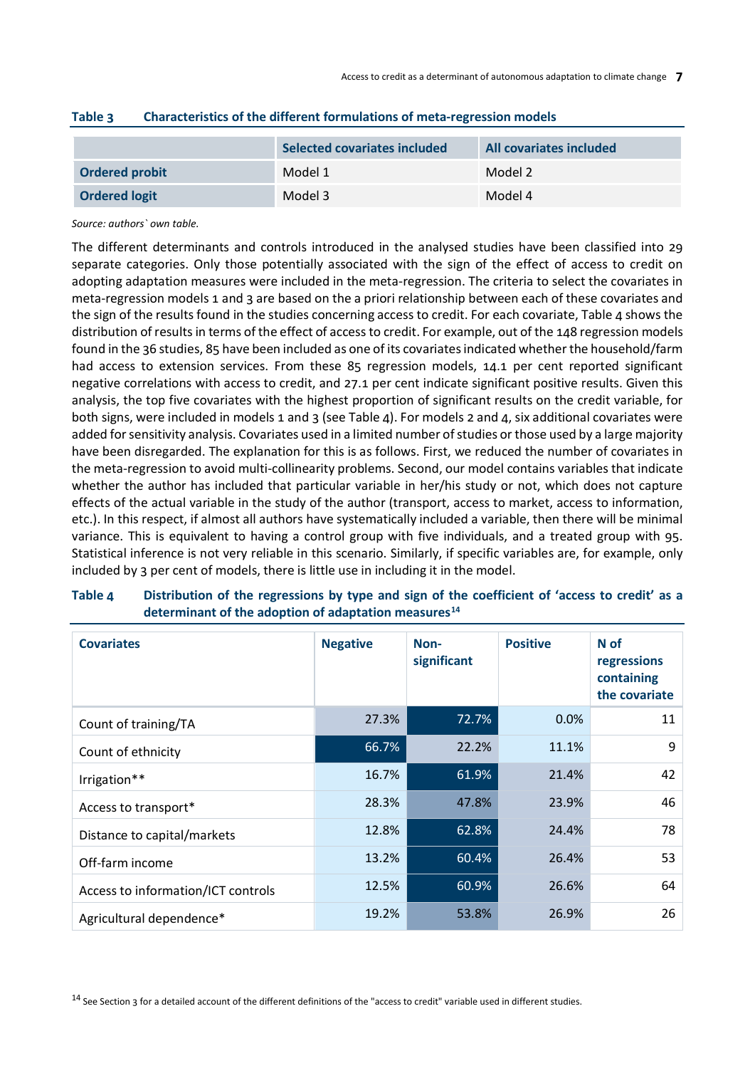**Table 3 Characteristics of the different formulations of meta-regression models**

| | Selected covariates included | All covariates included |
|---|---|---|
| **Ordered probit** | Model 1 | Model 2 |
| **Ordered logit** | Model 3 | Model 4 |

*Source: authors` own table.*

The different determinants and controls introduced in the analysed studies have been classified into 29 separate categories. Only those potentially associated with the sign of the effect of access to credit on adopting adaptation measures were included in the meta-regression. The criteria to select the covariates in meta-regression models 1 and 3 are based on the a priori relationship between each of these covariates and the sign of the results found in the studies concerning access to credit. For each covariate, Table 4 shows the distribution of results in terms of the effect of access to credit. For example, out of the 148 regression models found in the 36 studies, 85 have been included as one of its covariates indicated whether the household/farm had access to extension services. From these 85 regression models, 14.1 per cent reported significant negative correlations with access to credit, and 27.1 per cent indicate significant positive results. Given this analysis, the top five covariates with the highest proportion of significant results on the credit variable, for both signs, were included in models 1 and 3 (see Table 4). For models 2 and 4, six additional covariates were added for sensitivity analysis. Covariates used in a limited number of studies or those used by a large majority have been disregarded. The explanation for this is as follows. First, we reduced the number of covariates in the meta-regression to avoid multi-collinearity problems. Second, our model contains variables that indicate whether the author has included that particular variable in her/his study or not, which does not capture effects of the actual variable in the study of the author (transport, access to market, access to information, etc.). In this respect, if almost all authors have systematically included a variable, then there will be minimal variance. This is equivalent to having a control group with five individuals, and a treated group with 95. Statistical inference is not very reliable in this scenario. Similarly, if specific variables are, for example, only included by 3 per cent of models, there is little use in including it in the model.

**Table 4 Distribution of the regressions by type and sign of the coefficient of 'access to credit' as a determinant of the adoption of adaptation measures[14]**

| Covariates | Negative | Non-significant | Positive | N of regressions containing the covariate |
|---|---|---|---|---|
| Count of training/TA | 27.3% | 72.7% | 0.0% | 11 |
| Count of ethnicity | 66.7% | 22.2% | 11.1% | 9 |
| Irrigation** | 16.7% | 61.9% | 21.4% | 42 |
| Access to transport* | 28.3% | 47.8% | 23.9% | 46 |
| Distance to capital/markets | 12.8% | 62.8% | 24.4% | 78 |
| Off-farm income | 13.2% | 60.4% | 26.4% | 53 |
| Access to information/ICT controls | 12.5% | 60.9% | 26.6% | 64 |
| Agricultural dependence* | 19.2% | 53.8% | 26.9% | 26 |

[14] See Section 3 for a detailed account of the different definitions of the "access to credit" variable used in different studies.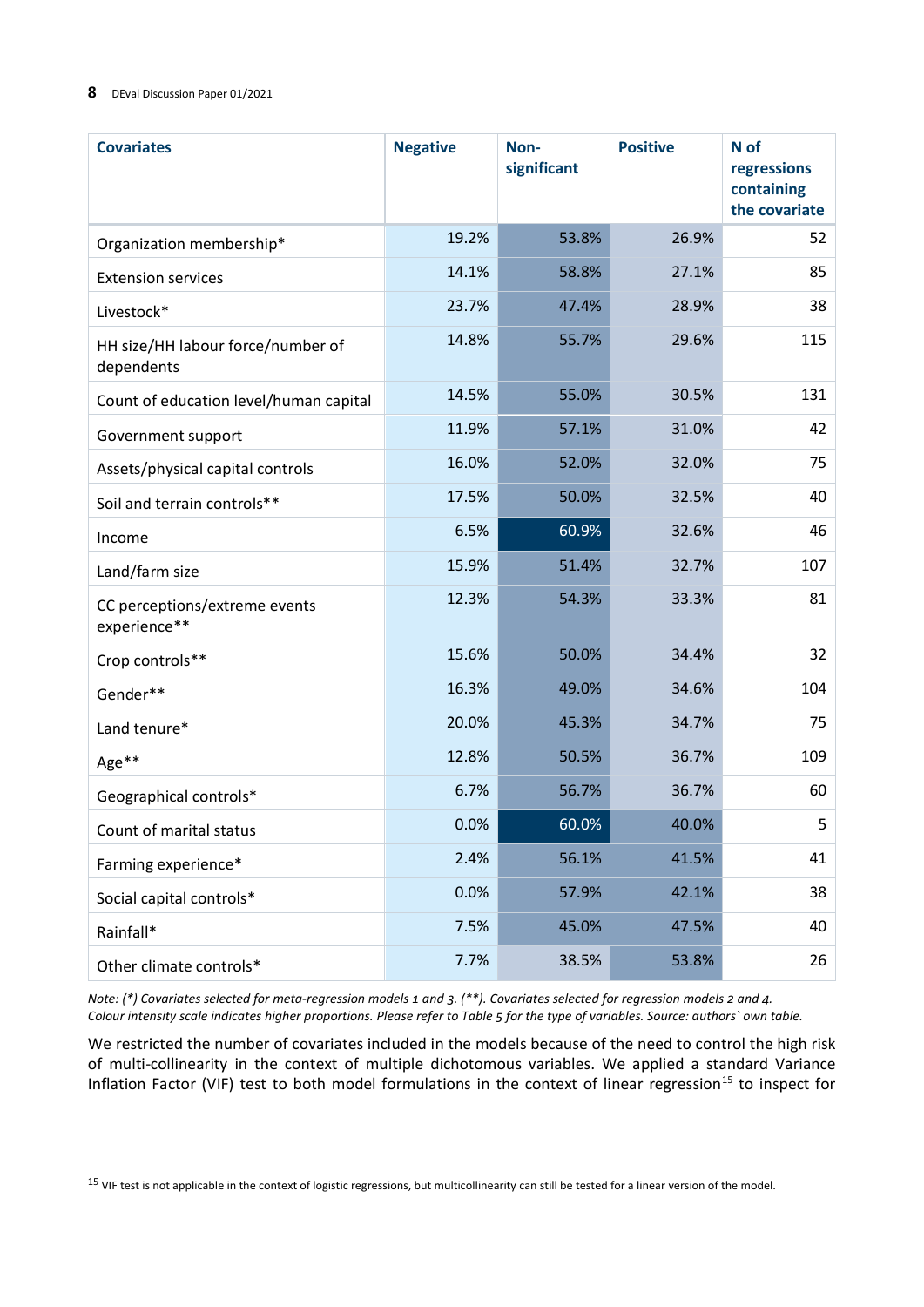| Covariates | Negative | Non-significant | Positive | N of regressions containing the covariate |
|---|---|---|---|---|
| Organization membership* | 19.2% | 53.8% | 26.9% | 52 |
| Extension services | 14.1% | 58.8% | 27.1% | 85 |
| Livestock* | 23.7% | 47.4% | 28.9% | 38 |
| HH size/HH labour force/number of dependents | 14.8% | 55.7% | 29.6% | 115 |
| Count of education level/human capital | 14.5% | 55.0% | 30.5% | 131 |
| Government support | 11.9% | 57.1% | 31.0% | 42 |
| Assets/physical capital controls | 16.0% | 52.0% | 32.0% | 75 |
| Soil and terrain controls** | 17.5% | 50.0% | 32.5% | 40 |
| Income | 6.5% | 60.9% | 32.6% | 46 |
| Land/farm size | 15.9% | 51.4% | 32.7% | 107 |
| CC perceptions/extreme events experience** | 12.3% | 54.3% | 33.3% | 81 |
| Crop controls** | 15.6% | 50.0% | 34.4% | 32 |
| Gender** | 16.3% | 49.0% | 34.6% | 104 |
| Land tenure* | 20.0% | 45.3% | 34.7% | 75 |
| Age** | 12.8% | 50.5% | 36.7% | 109 |
| Geographical controls* | 6.7% | 56.7% | 36.7% | 60 |
| Count of marital status | 0.0% | 60.0% | 40.0% | 5 |
| Farming experience* | 2.4% | 56.1% | 41.5% | 41 |
| Social capital controls* | 0.0% | 57.9% | 42.1% | 38 |
| Rainfall* | 7.5% | 45.0% | 47.5% | 40 |
| Other climate controls* | 7.7% | 38.5% | 53.8% | 26 |

*Note: (*) Covariates selected for meta-regression models 1 and 3. (**). Covariates selected for regression models 2 and 4. Colour intensity scale indicates higher proportions. Please refer to Table 5 for the type of variables. Source: authors` own table.*

We restricted the number of covariates included in the models because of the need to control the high risk of multi-collinearity in the context of multiple dichotomous variables. We applied a standard Variance Inflation Factor (VIF) test to both model formulations in the context of linear regression[15] to inspect for

[15] VIF test is not applicable in the context of logistic regressions, but multicollinearity can still be tested for a linear version of the model.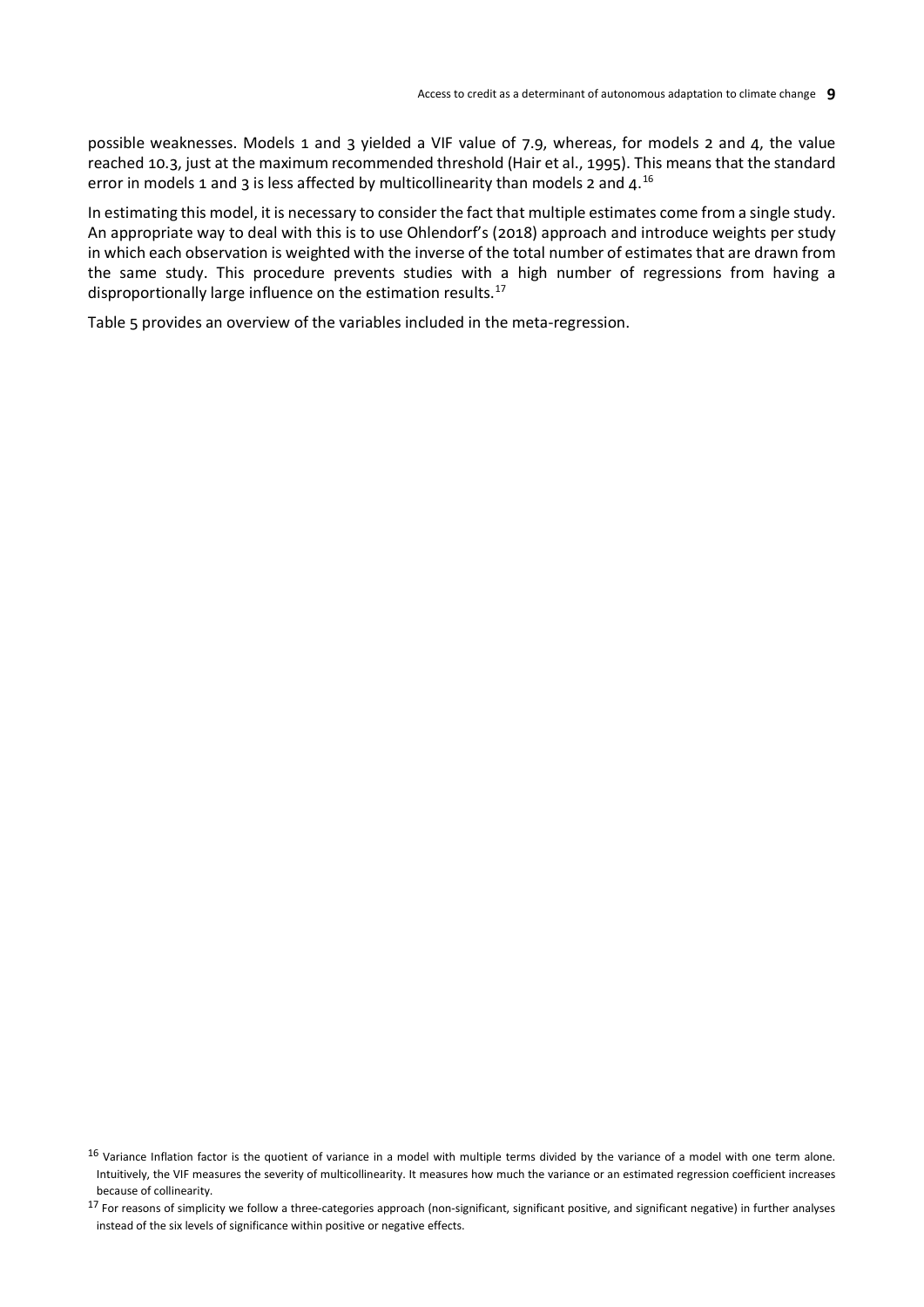possible weaknesses. Models 1 and 3 yielded a VIF value of 7.9, whereas, for models 2 and 4, the value reached 10.3, just at the maximum recommended threshold (Hair et al., 1995). This means that the standard error in models 1 and 3 is less affected by multicollinearity than models 2 and 4.[16]

In estimating this model, it is necessary to consider the fact that multiple estimates come from a single study. An appropriate way to deal with this is to use Ohlendorf's (2018) approach and introduce weights per study in which each observation is weighted with the inverse of the total number of estimates that are drawn from the same study. This procedure prevents studies with a high number of regressions from having a disproportionally large influence on the estimation results.[17]

Table 5 provides an overview of the variables included in the meta-regression.

[16] Variance Inflation factor is the quotient of variance in a model with multiple terms divided by the variance of a model with one term alone. Intuitively, the VIF measures the severity of multicollinearity. It measures how much the variance or an estimated regression coefficient increases because of collinearity.

[17] For reasons of simplicity we follow a three-categories approach (non-significant, significant positive, and significant negative) in further analyses instead of the six levels of significance within positive or negative effects.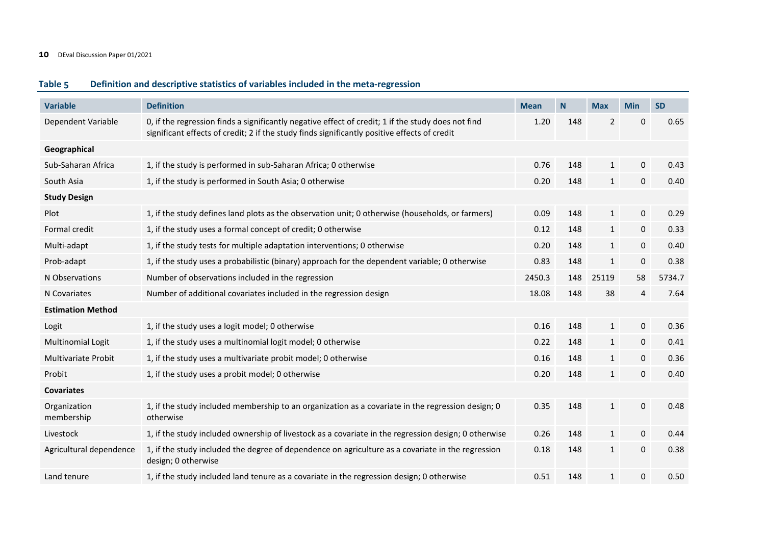**Table 5 Definition and descriptive statistics of variables included in the meta-regression**

| Variable | Definition | Mean | N | Max | Min | SD |
|---|---|---|---|---|---|---|
| Dependent Variable | 0, if the regression finds a significantly negative effect of credit; 1 if the study does not find significant effects of credit; 2 if the study finds significantly positive effects of credit | 1.20 | 148 | 2 | 0 | 0.65 |
| **Geographical** | | | | | | |
| Sub-Saharan Africa | 1, if the study is performed in sub-Saharan Africa; 0 otherwise | 0.76 | 148 | 1 | 0 | 0.43 |
| South Asia | 1, if the study is performed in South Asia; 0 otherwise | 0.20 | 148 | 1 | 0 | 0.40 |
| **Study Design** | | | | | | |
| Plot | 1, if the study defines land plots as the observation unit; 0 otherwise (households, or farmers) | 0.09 | 148 | 1 | 0 | 0.29 |
| Formal credit | 1, if the study uses a formal concept of credit; 0 otherwise | 0.12 | 148 | 1 | 0 | 0.33 |
| Multi-adapt | 1, if the study tests for multiple adaptation interventions; 0 otherwise | 0.20 | 148 | 1 | 0 | 0.40 |
| Prob-adapt | 1, if the study uses a probabilistic (binary) approach for the dependent variable; 0 otherwise | 0.83 | 148 | 1 | 0 | 0.38 |
| N Observations | Number of observations included in the regression | 2450.3 | 148 | 25119 | 58 | 5734.7 |
| N Covariates | Number of additional covariates included in the regression design | 18.08 | 148 | 38 | 4 | 7.64 |
| **Estimation Method** | | | | | | |
| Logit | 1, if the study uses a logit model; 0 otherwise | 0.16 | 148 | 1 | 0 | 0.36 |
| Multinomial Logit | 1, if the study uses a multinomial logit model; 0 otherwise | 0.22 | 148 | 1 | 0 | 0.41 |
| Multivariate Probit | 1, if the study uses a multivariate probit model; 0 otherwise | 0.16 | 148 | 1 | 0 | 0.36 |
| Probit | 1, if the study uses a probit model; 0 otherwise | 0.20 | 148 | 1 | 0 | 0.40 |
| **Covariates** | | | | | | |
| Organization membership | 1, if the study included membership to an organization as a covariate in the regression design; 0 otherwise | 0.35 | 148 | 1 | 0 | 0.48 |
| Livestock | 1, if the study included ownership of livestock as a covariate in the regression design; 0 otherwise | 0.26 | 148 | 1 | 0 | 0.44 |
| Agricultural dependence | 1, if the study included the degree of dependence on agriculture as a covariate in the regression design; 0 otherwise | 0.18 | 148 | 1 | 0 | 0.38 |
| Land tenure | 1, if the study included land tenure as a covariate in the regression design; 0 otherwise | 0.51 | 148 | 1 | 0 | 0.50 |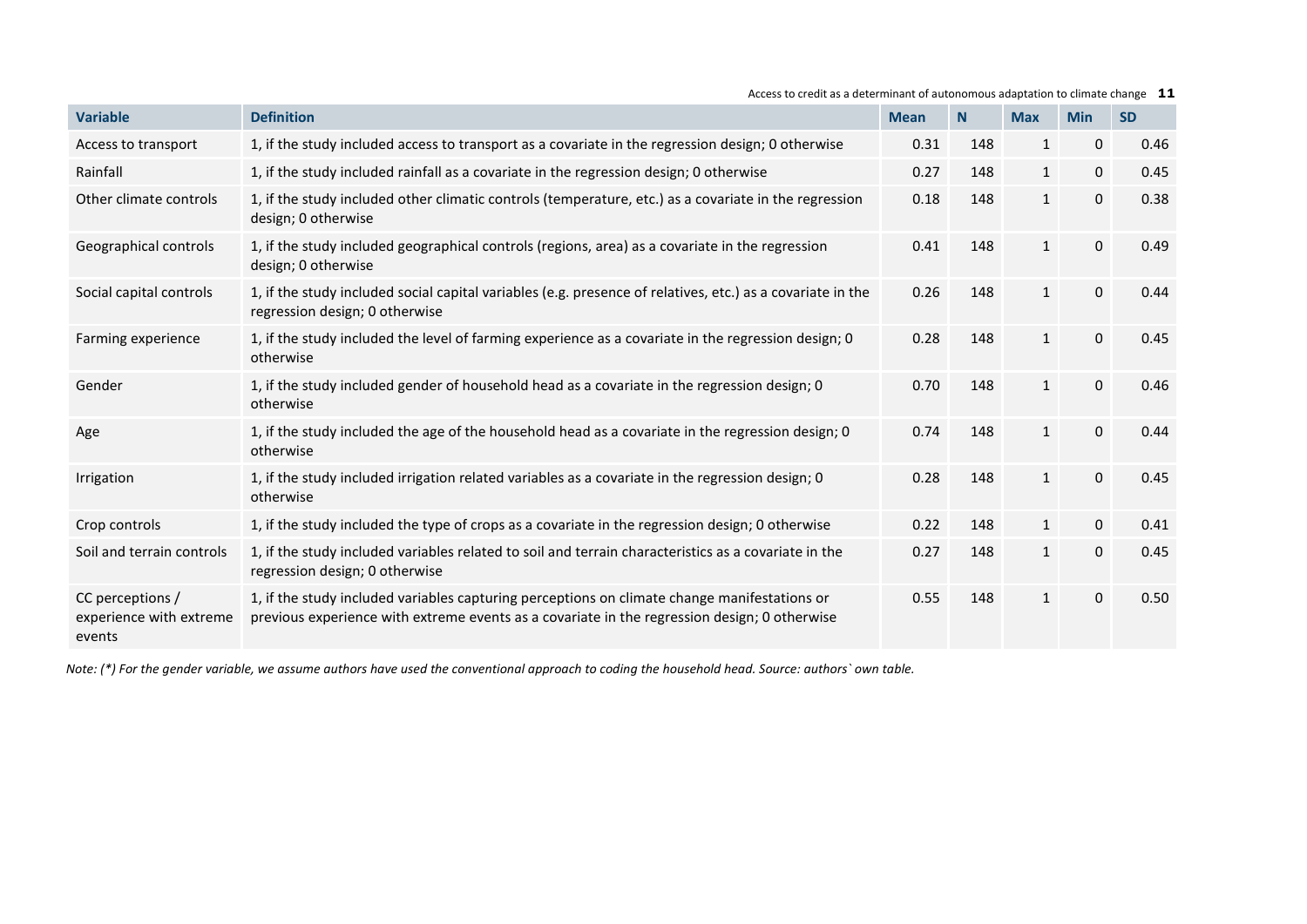| Variable | Definition | Mean | N | Max | Min | SD |
|---|---|---|---|---|---|---|
| Access to transport | 1, if the study included access to transport as a covariate in the regression design; 0 otherwise | 0.31 | 148 | 1 | 0 | 0.46 |
| Rainfall | 1, if the study included rainfall as a covariate in the regression design; 0 otherwise | 0.27 | 148 | 1 | 0 | 0.45 |
| Other climate controls | 1, if the study included other climatic controls (temperature, etc.) as a covariate in the regression design; 0 otherwise | 0.18 | 148 | 1 | 0 | 0.38 |
| Geographical controls | 1, if the study included geographical controls (regions, area) as a covariate in the regression design; 0 otherwise | 0.41 | 148 | 1 | 0 | 0.49 |
| Social capital controls | 1, if the study included social capital variables (e.g. presence of relatives, etc.) as a covariate in the regression design; 0 otherwise | 0.26 | 148 | 1 | 0 | 0.44 |
| Farming experience | 1, if the study included the level of farming experience as a covariate in the regression design; 0 otherwise | 0.28 | 148 | 1 | 0 | 0.45 |
| Gender | 1, if the study included gender of household head as a covariate in the regression design; 0 otherwise | 0.70 | 148 | 1 | 0 | 0.46 |
| Age | 1, if the study included the age of the household head as a covariate in the regression design; 0 otherwise | 0.74 | 148 | 1 | 0 | 0.44 |
| Irrigation | 1, if the study included irrigation related variables as a covariate in the regression design; 0 otherwise | 0.28 | 148 | 1 | 0 | 0.45 |
| Crop controls | 1, if the study included the type of crops as a covariate in the regression design; 0 otherwise | 0.22 | 148 | 1 | 0 | 0.41 |
| Soil and terrain controls | 1, if the study included variables related to soil and terrain characteristics as a covariate in the regression design; 0 otherwise | 0.27 | 148 | 1 | 0 | 0.45 |
| CC perceptions / experience with extreme events | 1, if the study included variables capturing perceptions on climate change manifestations or previous experience with extreme events as a covariate in the regression design; 0 otherwise | 0.55 | 148 | 1 | 0 | 0.50 |

*Note: (*) For the gender variable, we assume authors have used the conventional approach to coding the household head. Source: authors` own table.*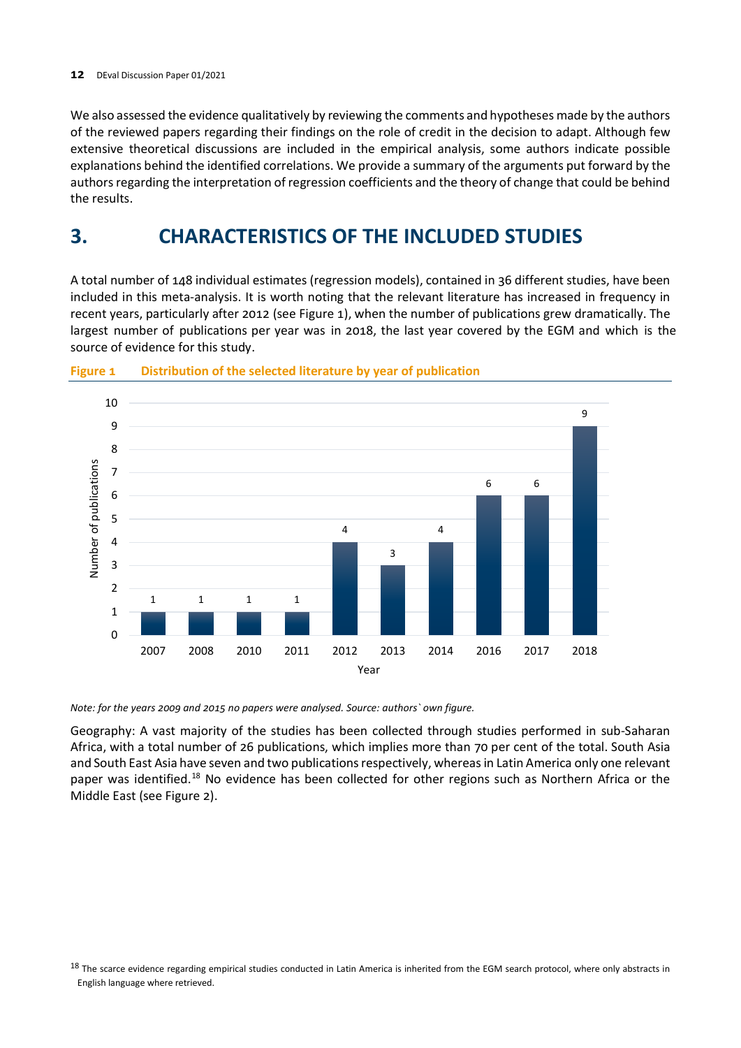We also assessed the evidence qualitatively by reviewing the comments and hypotheses made by the authors of the reviewed papers regarding their findings on the role of credit in the decision to adapt. Although few extensive theoretical discussions are included in the empirical analysis, some authors indicate possible explanations behind the identified correlations. We provide a summary of the arguments put forward by the authors regarding the interpretation of regression coefficients and the theory of change that could be behind the results.

# 3. CHARACTERISTICS OF THE INCLUDED STUDIES

A total number of 148 individual estimates (regression models), contained in 36 different studies, have been included in this meta-analysis. It is worth noting that the relevant literature has increased in frequency in recent years, particularly after 2012 (see Figure 1), when the number of publications grew dramatically. The largest number of publications per year was in 2018, the last year covered by the EGM and which is the source of evidence for this study.

**Figure 1 Distribution of the selected literature by year of publication**

| Year | Number of publications |
|---|---|
| 2007 | 1 |
| 2008 | 1 |
| 2010 | 1 |
| 2011 | 1 |
| 2012 | 4 |
| 2013 | 3 |
| 2014 | 4 |
| 2016 | 6 |
| 2017 | 6 |
| 2018 | 9 |

*Note: for the years 2009 and 2015 no papers were analysed. Source: authors` own figure.*

Geography: A vast majority of the studies has been collected through studies performed in sub-Saharan Africa, with a total number of 26 publications, which implies more than 70 per cent of the total. South Asia and South East Asia have seven and two publications respectively, whereas in Latin America only one relevant paper was identified.[18] No evidence has been collected for other regions such as Northern Africa or the Middle East (see Figure 2).

[18] The scarce evidence regarding empirical studies conducted in Latin America is inherited from the EGM search protocol, where only abstracts in English language where retrieved.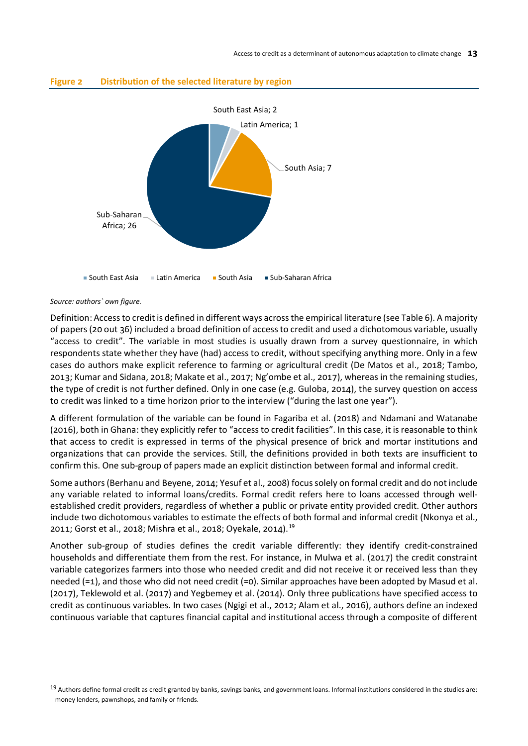**Figure 2 Distribution of the selected literature by region**

South East Asia; 2
Latin America; 1
South Asia; 7
Sub-Saharan Africa; 26

*Source: authors` own figure.*

Definition: Access to credit is defined in different ways across the empirical literature (see Table 6). A majority of papers (20 out 36) included a broad definition of access to credit and used a dichotomous variable, usually "access to credit". The variable in most studies is usually drawn from a survey questionnaire, in which respondents state whether they have (had) access to credit, without specifying anything more. Only in a few cases do authors make explicit reference to farming or agricultural credit (De Matos et al., 2018; Tambo, 2013; Kumar and Sidana, 2018; Makate et al., 2017; Ng'ombe et al., 2017), whereas in the remaining studies, the type of credit is not further defined. Only in one case (e.g. Guloba, 2014), the survey question on access to credit was linked to a time horizon prior to the interview ("during the last one year").

A different formulation of the variable can be found in Fagariba et al. (2018) and Ndamani and Watanabe (2016), both in Ghana: they explicitly refer to "access to credit facilities". In this case, it is reasonable to think that access to credit is expressed in terms of the physical presence of brick and mortar institutions and organizations that can provide the services. Still, the definitions provided in both texts are insufficient to confirm this. One sub-group of papers made an explicit distinction between formal and informal credit.

Some authors (Berhanu and Beyene, 2014; Yesuf et al., 2008) focus solely on formal credit and do not include any variable related to informal loans/credits. Formal credit refers here to loans accessed through well-established credit providers, regardless of whether a public or private entity provided credit. Other authors include two dichotomous variables to estimate the effects of both formal and informal credit (Nkonya et al., 2011; Gorst et al., 2018; Mishra et al., 2018; Oyekale, 2014).[19]

Another sub-group of studies defines the credit variable differently: they identify credit-constrained households and differentiate them from the rest. For instance, in Mulwa et al. (2017) the credit constraint variable categorizes farmers into those who needed credit and did not receive it or received less than they needed (=1), and those who did not need credit (=0). Similar approaches have been adopted by Masud et al. (2017), Teklewold et al. (2017) and Yegbemey et al. (2014). Only three publications have specified access to credit as continuous variables. In two cases (Ngigi et al., 2012; Alam et al., 2016), authors define an indexed continuous variable that captures financial capital and institutional access through a composite of different

[19] Authors define formal credit as credit granted by banks, savings banks, and government loans. Informal institutions considered in the studies are: money lenders, pawnshops, and family or friends.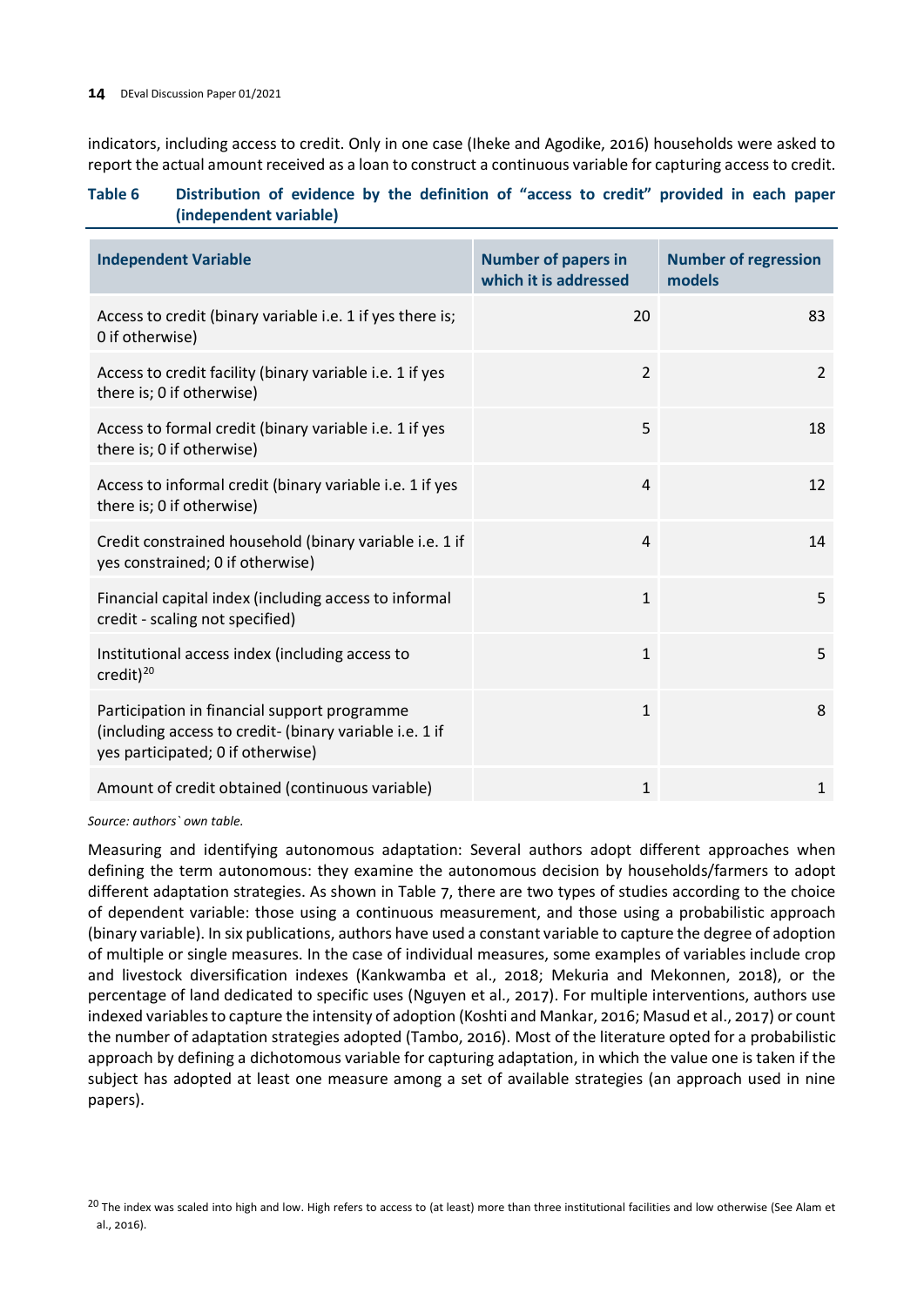indicators, including access to credit. Only in one case (Iheke and Agodike, 2016) households were asked to report the actual amount received as a loan to construct a continuous variable for capturing access to credit.

**Table 6 Distribution of evidence by the definition of "access to credit" provided in each paper (independent variable)**

| Independent Variable | Number of papers in which it is addressed | Number of regression models |
|---|---|---|
| Access to credit (binary variable i.e. 1 if yes there is; 0 if otherwise) | 20 | 83 |
| Access to credit facility (binary variable i.e. 1 if yes there is; 0 if otherwise) | 2 | 2 |
| Access to formal credit (binary variable i.e. 1 if yes there is; 0 if otherwise) | 5 | 18 |
| Access to informal credit (binary variable i.e. 1 if yes there is; 0 if otherwise) | 4 | 12 |
| Credit constrained household (binary variable i.e. 1 if yes constrained; 0 if otherwise) | 4 | 14 |
| Financial capital index (including access to informal credit - scaling not specified) | 1 | 5 |
| Institutional access index (including access to credit)[20] | 1 | 5 |
| Participation in financial support programme (including access to credit- (binary variable i.e. 1 if yes participated; 0 if otherwise) | 1 | 8 |
| Amount of credit obtained (continuous variable) | 1 | 1 |

*Source: authors` own table.*

Measuring and identifying autonomous adaptation: Several authors adopt different approaches when defining the term autonomous: they examine the autonomous decision by households/farmers to adopt different adaptation strategies. As shown in Table 7, there are two types of studies according to the choice of dependent variable: those using a continuous measurement, and those using a probabilistic approach (binary variable). In six publications, authors have used a constant variable to capture the degree of adoption of multiple or single measures. In the case of individual measures, some examples of variables include crop and livestock diversification indexes (Kankwamba et al., 2018; Mekuria and Mekonnen, 2018), or the percentage of land dedicated to specific uses (Nguyen et al., 2017). For multiple interventions, authors use indexed variables to capture the intensity of adoption (Koshti and Mankar, 2016; Masud et al., 2017) or count the number of adaptation strategies adopted (Tambo, 2016). Most of the literature opted for a probabilistic approach by defining a dichotomous variable for capturing adaptation, in which the value one is taken if the subject has adopted at least one measure among a set of available strategies (an approach used in nine papers).

[20] The index was scaled into high and low. High refers to access to (at least) more than three institutional facilities and low otherwise (See Alam et al., 2016).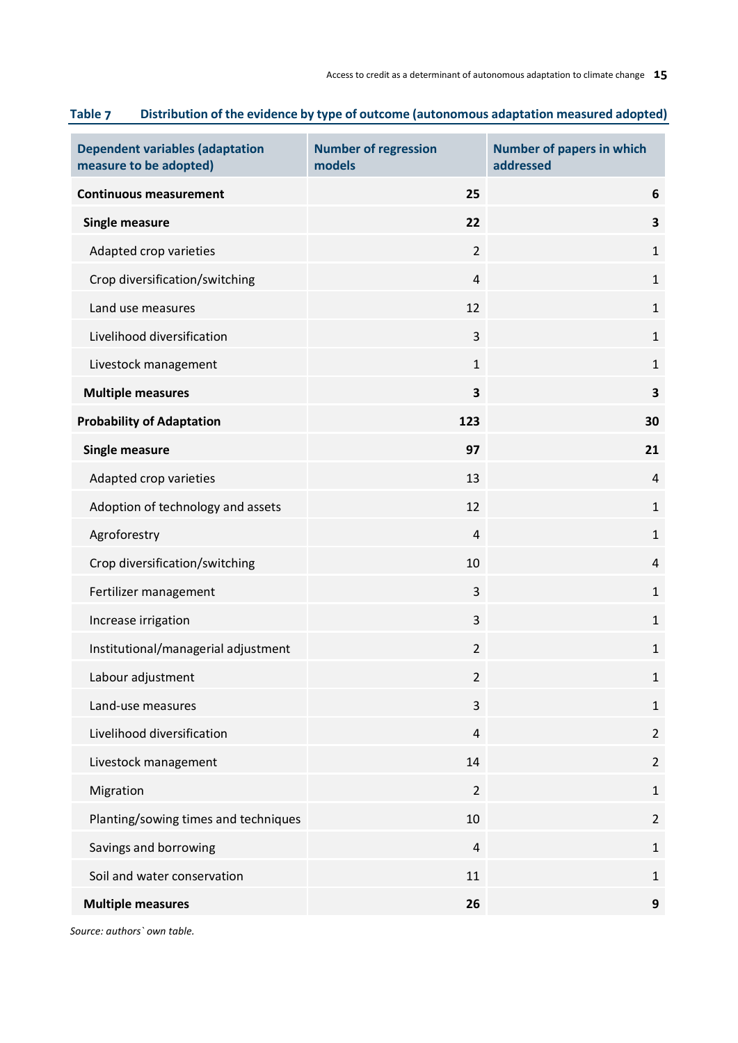**Table 7 Distribution of the evidence by type of outcome (autonomous adaptation measured adopted)**

| Dependent variables (adaptation measure to be adopted) | Number of regression models | Number of papers in which addressed |
|---|---|---|
| **Continuous measurement** | **25** | **6** |
| **Single measure** | **22** | **3** |
| Adapted crop varieties | 2 | 1 |
| Crop diversification/switching | 4 | 1 |
| Land use measures | 12 | 1 |
| Livelihood diversification | 3 | 1 |
| Livestock management | 1 | 1 |
| **Multiple measures** | **3** | **3** |
| **Probability of Adaptation** | **123** | **30** |
| **Single measure** | **97** | **21** |
| Adapted crop varieties | 13 | 4 |
| Adoption of technology and assets | 12 | 1 |
| Agroforestry | 4 | 1 |
| Crop diversification/switching | 10 | 4 |
| Fertilizer management | 3 | 1 |
| Increase irrigation | 3 | 1 |
| Institutional/managerial adjustment | 2 | 1 |
| Labour adjustment | 2 | 1 |
| Land-use measures | 3 | 1 |
| Livelihood diversification | 4 | 2 |
| Livestock management | 14 | 2 |
| Migration | 2 | 1 |
| Planting/sowing times and techniques | 10 | 2 |
| Savings and borrowing | 4 | 1 |
| Soil and water conservation | 11 | 1 |
| **Multiple measures** | **26** | **9** |

*Source: authors` own table.*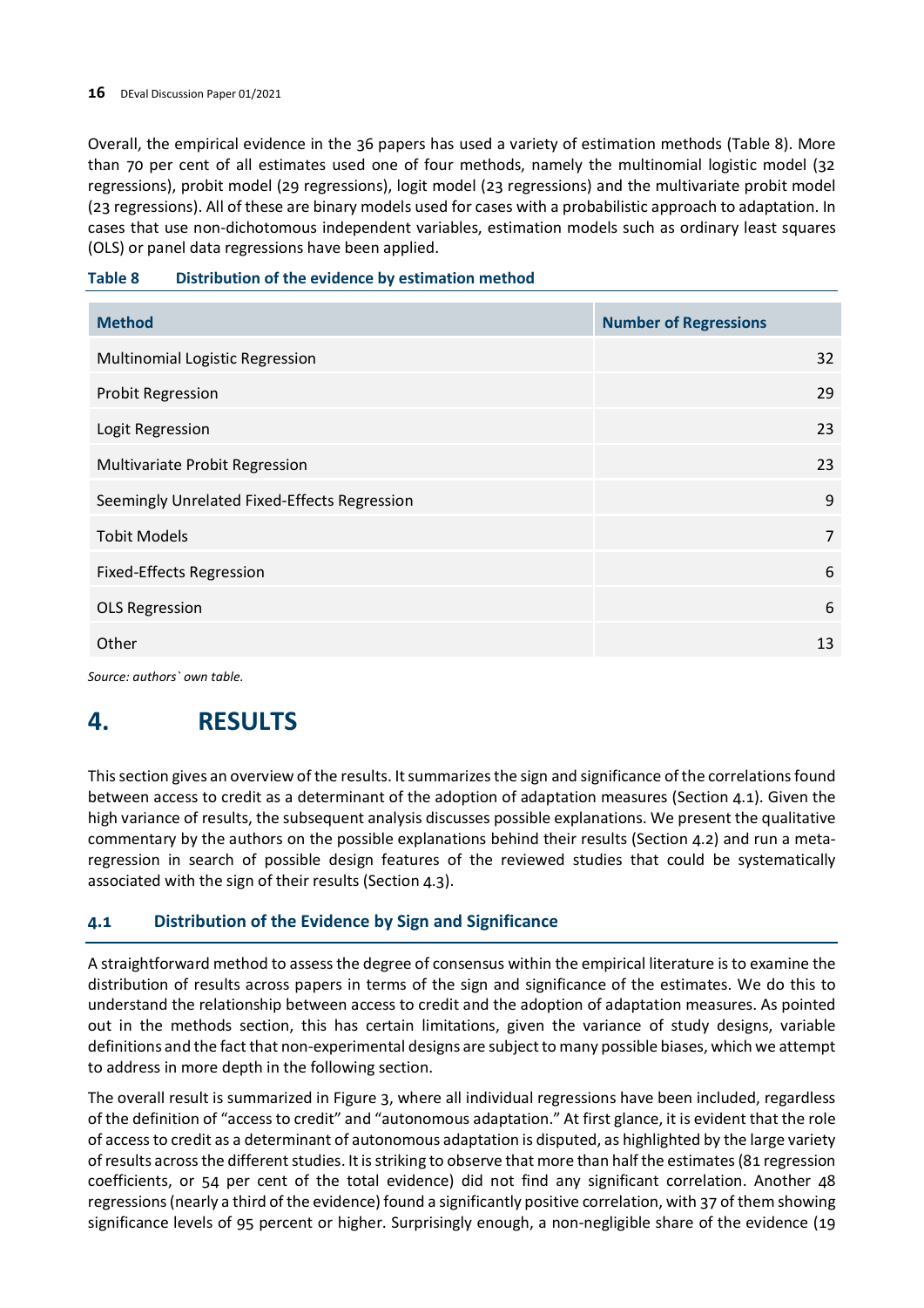Overall, the empirical evidence in the 36 papers has used a variety of estimation methods (Table 8). More than 70 per cent of all estimates used one of four methods, namely the multinomial logistic model (32 regressions), probit model (29 regressions), logit model (23 regressions) and the multivariate probit model (23 regressions). All of these are binary models used for cases with a probabilistic approach to adaptation. In cases that use non-dichotomous independent variables, estimation models such as ordinary least squares (OLS) or panel data regressions have been applied.

**Table 8 Distribution of the evidence by estimation method**

| Method | Number of Regressions |
|---|---|
| Multinomial Logistic Regression | 32 |
| Probit Regression | 29 |
| Logit Regression | 23 |
| Multivariate Probit Regression | 23 |
| Seemingly Unrelated Fixed-Effects Regression | 9 |
| Tobit Models | 7 |
| Fixed-Effects Regression | 6 |
| OLS Regression | 6 |
| Other | 13 |

*Source: authors` own table.*

# 4. RESULTS

This section gives an overview of the results. It summarizes the sign and significance of the correlations found between access to credit as a determinant of the adoption of adaptation measures (Section 4.1). Given the high variance of results, the subsequent analysis discusses possible explanations. We present the qualitative commentary by the authors on the possible explanations behind their results (Section 4.2) and run a meta-regression in search of possible design features of the reviewed studies that could be systematically associated with the sign of their results (Section 4.3).

## 4.1 Distribution of the Evidence by Sign and Significance

A straightforward method to assess the degree of consensus within the empirical literature is to examine the distribution of results across papers in terms of the sign and significance of the estimates. We do this to understand the relationship between access to credit and the adoption of adaptation measures. As pointed out in the methods section, this has certain limitations, given the variance of study designs, variable definitions and the fact that non-experimental designs are subject to many possible biases, which we attempt to address in more depth in the following section.

The overall result is summarized in Figure 3, where all individual regressions have been included, regardless of the definition of "access to credit" and "autonomous adaptation." At first glance, it is evident that the role of access to credit as a determinant of autonomous adaptation is disputed, as highlighted by the large variety of results across the different studies. It is striking to observe that more than half the estimates (81 regression coefficients, or 54 per cent of the total evidence) did not find any significant correlation. Another 48 regressions (nearly a third of the evidence) found a significantly positive correlation, with 37 of them showing significance levels of 95 percent or higher. Surprisingly enough, a non-negligible share of the evidence (19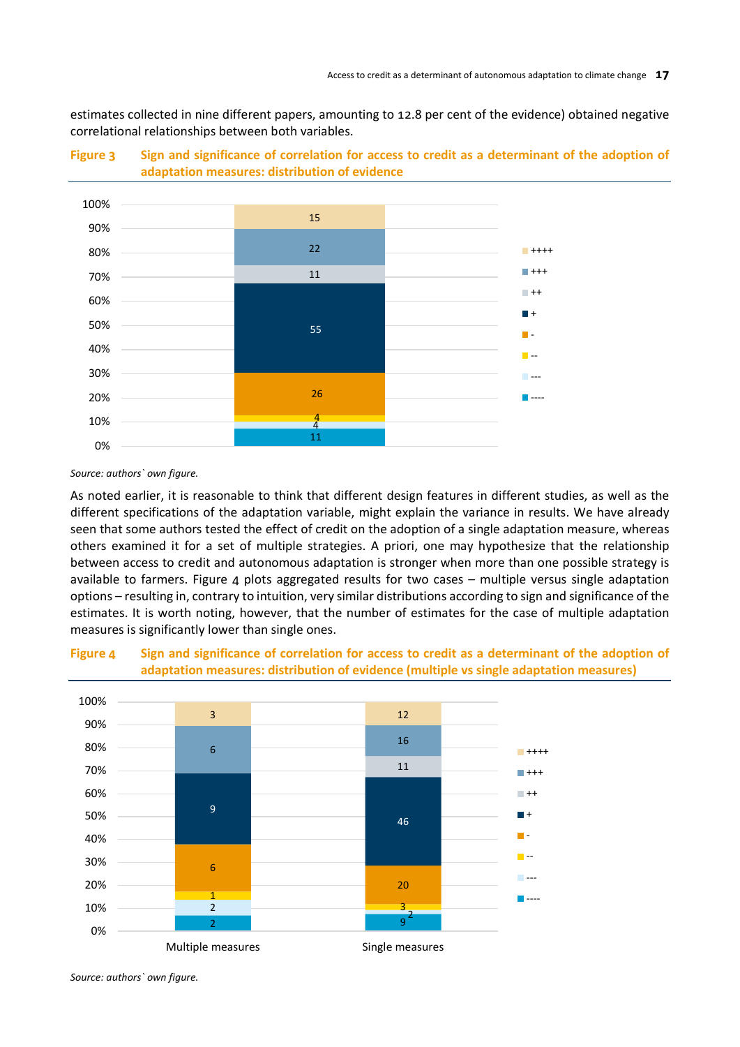estimates collected in nine different papers, amounting to 12.8 per cent of the evidence) obtained negative correlational relationships between both variables.

**Figure 3 Sign and significance of correlation for access to credit as a determinant of the adoption of adaptation measures: distribution of evidence**

| Sign/significance | Number of estimates |
|---|---|
| ++++ | 15 |
| +++ | 22 |
| ++ | 11 |
| + | 55 |
| - | 26 |
| -- | 4 |
| --- | 4 |
| ---- | 11 |

*Source: authors` own figure.*

As noted earlier, it is reasonable to think that different design features in different studies, as well as the different specifications of the adaptation variable, might explain the variance in results. We have already seen that some authors tested the effect of credit on the adoption of a single adaptation measure, whereas others examined it for a set of multiple strategies. A priori, one may hypothesize that the relationship between access to credit and autonomous adaptation is stronger when more than one possible strategy is available to farmers. Figure 4 plots aggregated results for two cases – multiple versus single adaptation options – resulting in, contrary to intuition, very similar distributions according to sign and significance of the estimates. It is worth noting, however, that the number of estimates for the case of multiple adaptation measures is significantly lower than single ones.

**Figure 4 Sign and significance of correlation for access to credit as a determinant of the adoption of adaptation measures: distribution of evidence (multiple vs single adaptation measures)**

| Sign/significance | Multiple measures | Single measures |
|---|---|---|
| ++++ | 3 | 12 |
| +++ | 6 | 16 |
| ++ | | 11 |
| + | 9 | 46 |
| - | 6 | 20 |
| -- | 1 | 3 |
| --- | 2 | 2 |
| ---- | 2 | 9 |

*Source: authors` own figure.*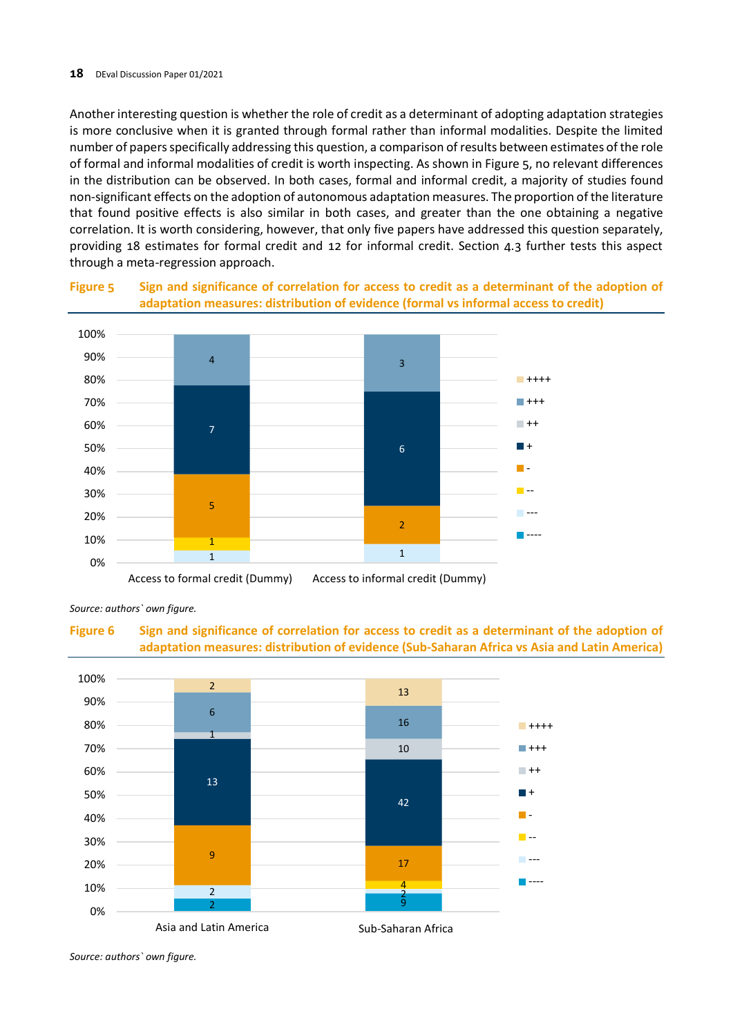Another interesting question is whether the role of credit as a determinant of adopting adaptation strategies is more conclusive when it is granted through formal rather than informal modalities. Despite the limited number of papers specifically addressing this question, a comparison of results between estimates of the role of formal and informal modalities of credit is worth inspecting. As shown in Figure 5, no relevant differences in the distribution can be observed. In both cases, formal and informal credit, a majority of studies found non-significant effects on the adoption of autonomous adaptation measures. The proportion of the literature that found positive effects is also similar in both cases, and greater than the one obtaining a negative correlation. It is worth considering, however, that only five papers have addressed this question separately, providing 18 estimates for formal credit and 12 for informal credit. Section 4.3 further tests this aspect through a meta-regression approach.

**Figure 5 Sign and significance of correlation for access to credit as a determinant of the adoption of adaptation measures: distribution of evidence (formal vs informal access to credit)**

| | ---- | --- | -- | - | + | ++ | +++ | ++++ |
|---|---|---|---|---|---|---|---|---|
| Access to formal credit (Dummy) | | 1 | 1 | 5 | 7 | | 4 | |
| Access to informal credit (Dummy) | | 1 | | 2 | 6 | | 3 | |

*Source: authors` own figure.*

**Figure 6 Sign and significance of correlation for access to credit as a determinant of the adoption of adaptation measures: distribution of evidence (Sub-Saharan Africa vs Asia and Latin America)**

| | ---- | --- | -- | - | + | ++ | +++ | ++++ |
|---|---|---|---|---|---|---|---|---|
| Asia and Latin America | 2 | 2 | | 9 | 13 | 1 | 6 | 2 |
| Sub-Saharan Africa | 9 | 2 | 4 | 17 | 42 | 10 | 16 | 13 |

*Source: authors` own figure.*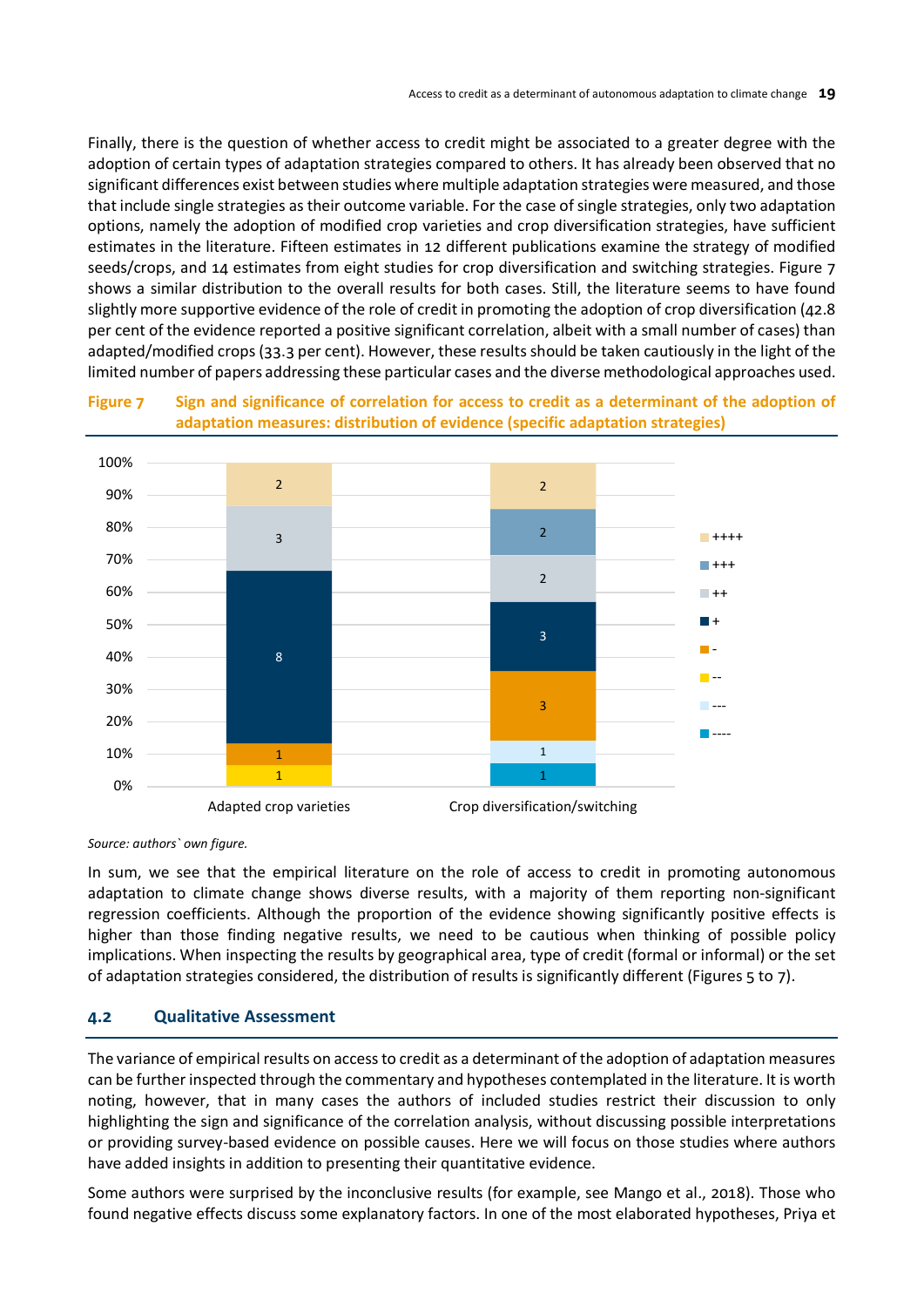Finally, there is the question of whether access to credit might be associated to a greater degree with the adoption of certain types of adaptation strategies compared to others. It has already been observed that no significant differences exist between studies where multiple adaptation strategies were measured, and those that include single strategies as their outcome variable. For the case of single strategies, only two adaptation options, namely the adoption of modified crop varieties and crop diversification strategies, have sufficient estimates in the literature. Fifteen estimates in 12 different publications examine the strategy of modified seeds/crops, and 14 estimates from eight studies for crop diversification and switching strategies. Figure 7 shows a similar distribution to the overall results for both cases. Still, the literature seems to have found slightly more supportive evidence of the role of credit in promoting the adoption of crop diversification (42.8 per cent of the evidence reported a positive significant correlation, albeit with a small number of cases) than adapted/modified crops (33.3 per cent). However, these results should be taken cautiously in the light of the limited number of papers addressing these particular cases and the diverse methodological approaches used.

**Figure 7** Sign and significance of correlation for access to credit as a determinant of the adoption of adaptation measures: distribution of evidence (specific adaptation strategies)

| | Adapted crop varieties | Crop diversification/switching |
|---|---|---|
| ++++ | 2 | 2 |
| +++ | | 2 |
| ++ | 3 | 2 |
| + | 8 | 3 |
| - | 1 | 3 |
| -- | 1 | |
| --- | | 1 |
| ---- | | 1 |

*Source: authors` own figure.*

In sum, we see that the empirical literature on the role of access to credit in promoting autonomous adaptation to climate change shows diverse results, with a majority of them reporting non-significant regression coefficients. Although the proportion of the evidence showing significantly positive effects is higher than those finding negative results, we need to be cautious when thinking of possible policy implications. When inspecting the results by geographical area, type of credit (formal or informal) or the set of adaptation strategies considered, the distribution of results is significantly different (Figures 5 to 7).

## 4.2 Qualitative Assessment

The variance of empirical results on access to credit as a determinant of the adoption of adaptation measures can be further inspected through the commentary and hypotheses contemplated in the literature. It is worth noting, however, that in many cases the authors of included studies restrict their discussion to only highlighting the sign and significance of the correlation analysis, without discussing possible interpretations or providing survey-based evidence on possible causes. Here we will focus on those studies where authors have added insights in addition to presenting their quantitative evidence.

Some authors were surprised by the inconclusive results (for example, see Mango et al., 2018). Those who found negative effects discuss some explanatory factors. In one of the most elaborated hypotheses, Priya et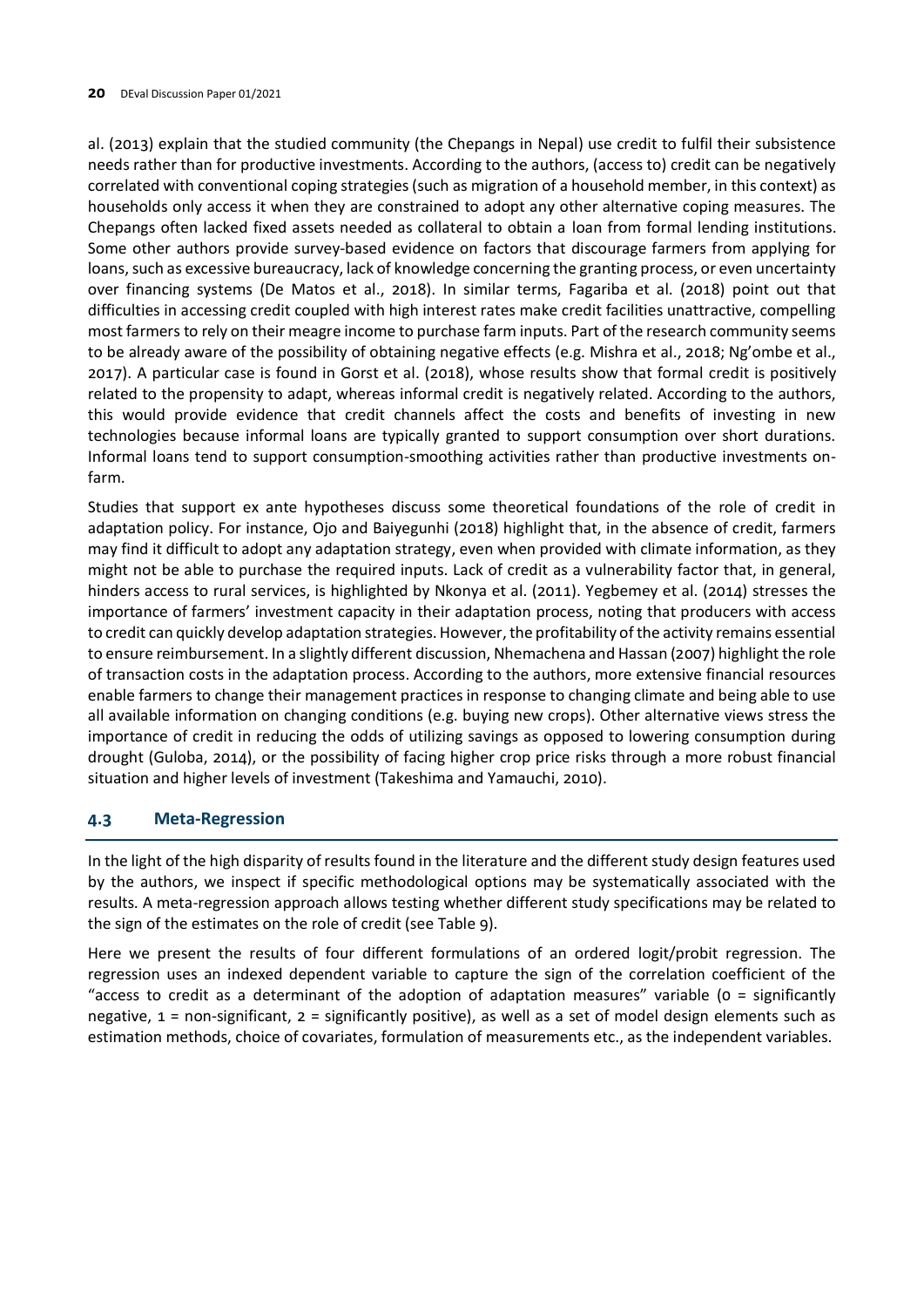al. (2013) explain that the studied community (the Chepangs in Nepal) use credit to fulfil their subsistence needs rather than for productive investments. According to the authors, (access to) credit can be negatively correlated with conventional coping strategies (such as migration of a household member, in this context) as households only access it when they are constrained to adopt any other alternative coping measures. The Chepangs often lacked fixed assets needed as collateral to obtain a loan from formal lending institutions. Some other authors provide survey-based evidence on factors that discourage farmers from applying for loans, such as excessive bureaucracy, lack of knowledge concerning the granting process, or even uncertainty over financing systems (De Matos et al., 2018). In similar terms, Fagariba et al. (2018) point out that difficulties in accessing credit coupled with high interest rates make credit facilities unattractive, compelling most farmers to rely on their meagre income to purchase farm inputs. Part of the research community seems to be already aware of the possibility of obtaining negative effects (e.g. Mishra et al., 2018; Ng'ombe et al., 2017). A particular case is found in Gorst et al. (2018), whose results show that formal credit is positively related to the propensity to adapt, whereas informal credit is negatively related. According to the authors, this would provide evidence that credit channels affect the costs and benefits of investing in new technologies because informal loans are typically granted to support consumption over short durations. Informal loans tend to support consumption-smoothing activities rather than productive investments on-farm.

Studies that support ex ante hypotheses discuss some theoretical foundations of the role of credit in adaptation policy. For instance, Ojo and Baiyegunhi (2018) highlight that, in the absence of credit, farmers may find it difficult to adopt any adaptation strategy, even when provided with climate information, as they might not be able to purchase the required inputs. Lack of credit as a vulnerability factor that, in general, hinders access to rural services, is highlighted by Nkonya et al. (2011). Yegbemey et al. (2014) stresses the importance of farmers' investment capacity in their adaptation process, noting that producers with access to credit can quickly develop adaptation strategies. However, the profitability of the activity remains essential to ensure reimbursement. In a slightly different discussion, Nhemachena and Hassan (2007) highlight the role of transaction costs in the adaptation process. According to the authors, more extensive financial resources enable farmers to change their management practices in response to changing climate and being able to use all available information on changing conditions (e.g. buying new crops). Other alternative views stress the importance of credit in reducing the odds of utilizing savings as opposed to lowering consumption during drought (Guloba, 2014), or the possibility of facing higher crop price risks through a more robust financial situation and higher levels of investment (Takeshima and Yamauchi, 2010).

## 4.3 Meta-Regression

In the light of the high disparity of results found in the literature and the different study design features used by the authors, we inspect if specific methodological options may be systematically associated with the results. A meta-regression approach allows testing whether different study specifications may be related to the sign of the estimates on the role of credit (see Table 9).

Here we present the results of four different formulations of an ordered logit/probit regression. The regression uses an indexed dependent variable to capture the sign of the correlation coefficient of the "access to credit as a determinant of the adoption of adaptation measures" variable (0 = significantly negative, 1 = non-significant, 2 = significantly positive), as well as a set of model design elements such as estimation methods, choice of covariates, formulation of measurements etc., as the independent variables.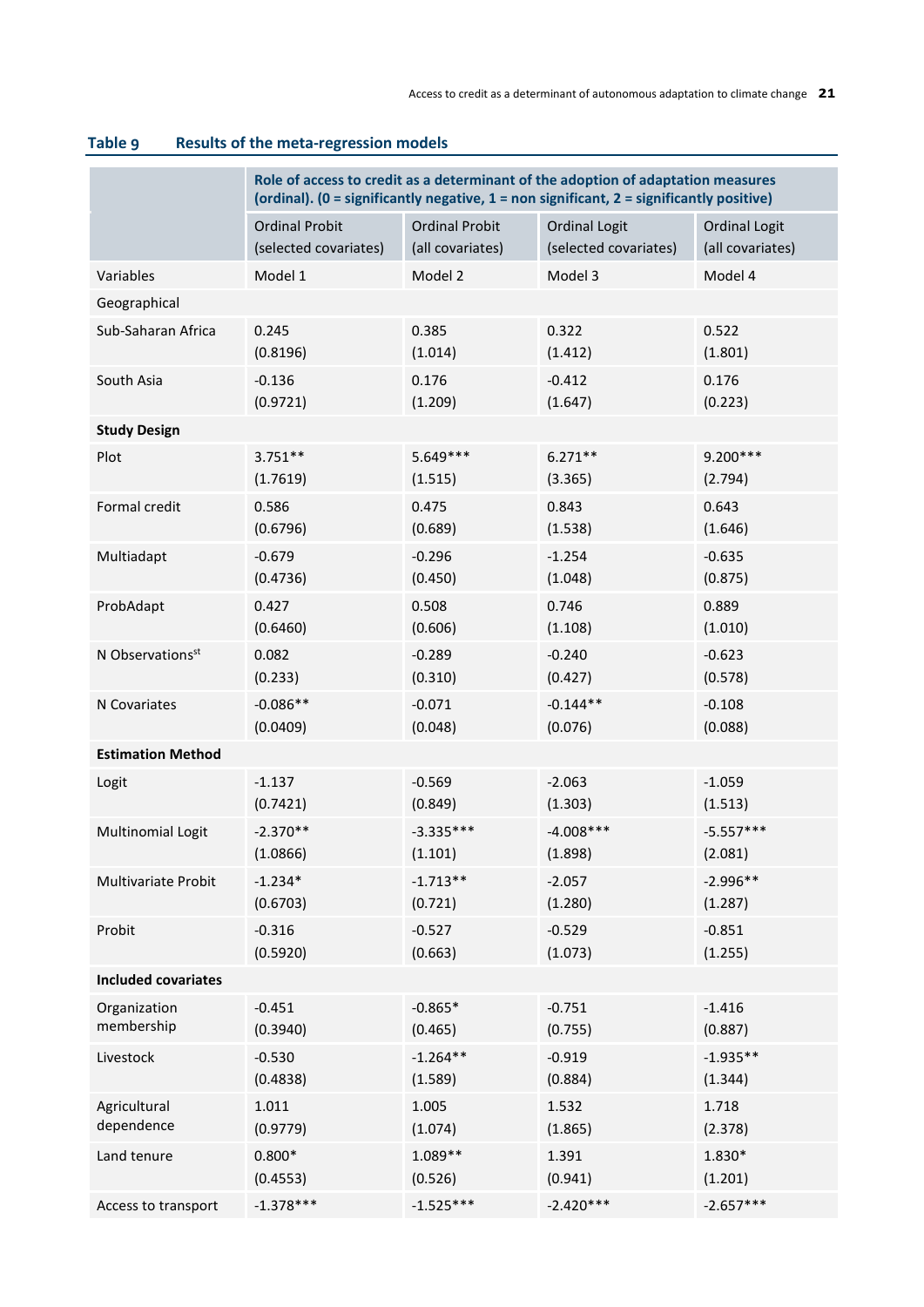**Table 9 Results of the meta-regression models**

| | Role of access to credit as a determinant of the adoption of adaptation measures (ordinal). (0 = significantly negative, 1 = non significant, 2 = significantly positive) | | | |
|---|---|---|---|---|
| | Ordinal Probit (selected covariates) | Ordinal Probit (all covariates) | Ordinal Logit (selected covariates) | Ordinal Logit (all covariates) |
| Variables | Model 1 | Model 2 | Model 3 | Model 4 |
| Geographical | | | | |
| Sub-Saharan Africa | 0.245 (0.8196) | 0.385 (1.014) | 0.322 (1.412) | 0.522 (1.801) |
| South Asia | -0.136 (0.9721) | 0.176 (1.209) | -0.412 (1.647) | 0.176 (0.223) |
| **Study Design** | | | | |
| Plot | 3.751** (1.7619) | 5.649*** (1.515) | 6.271** (3.365) | 9.200*** (2.794) |
| Formal credit | 0.586 (0.6796) | 0.475 (0.689) | 0.843 (1.538) | 0.643 (1.646) |
| Multiadapt | -0.679 (0.4736) | -0.296 (0.450) | -1.254 (1.048) | -0.635 (0.875) |
| ProbAdapt | 0.427 (0.6460) | 0.508 (0.606) | 0.746 (1.108) | 0.889 (1.010) |
| N Observations[st] | 0.082 (0.233) | -0.289 (0.310) | -0.240 (0.427) | -0.623 (0.578) |
| N Covariates | -0.086** (0.0409) | -0.071 (0.048) | -0.144** (0.076) | -0.108 (0.088) |
| **Estimation Method** | | | | |
| Logit | -1.137 (0.7421) | -0.569 (0.849) | -2.063 (1.303) | -1.059 (1.513) |
| Multinomial Logit | -2.370** (1.0866) | -3.335*** (1.101) | -4.008*** (1.898) | -5.557*** (2.081) |
| Multivariate Probit | -1.234* (0.6703) | -1.713** (0.721) | -2.057 (1.280) | -2.996** (1.287) |
| Probit | -0.316 (0.5920) | -0.527 (0.663) | -0.529 (1.073) | -0.851 (1.255) |
| **Included covariates** | | | | |
| Organization membership | -0.451 (0.3940) | -0.865* (0.465) | -0.751 (0.755) | -1.416 (0.887) |
| Livestock | -0.530 (0.4838) | -1.264** (1.589) | -0.919 (0.884) | -1.935** (1.344) |
| Agricultural dependence | 1.011 (0.9779) | 1.005 (1.074) | 1.532 (1.865) | 1.718 (2.378) |
| Land tenure | 0.800* (0.4553) | 1.089** (0.526) | 1.391 (0.941) | 1.830* (1.201) |
| Access to transport | -1.378*** | -1.525*** | -2.420*** | -2.657*** |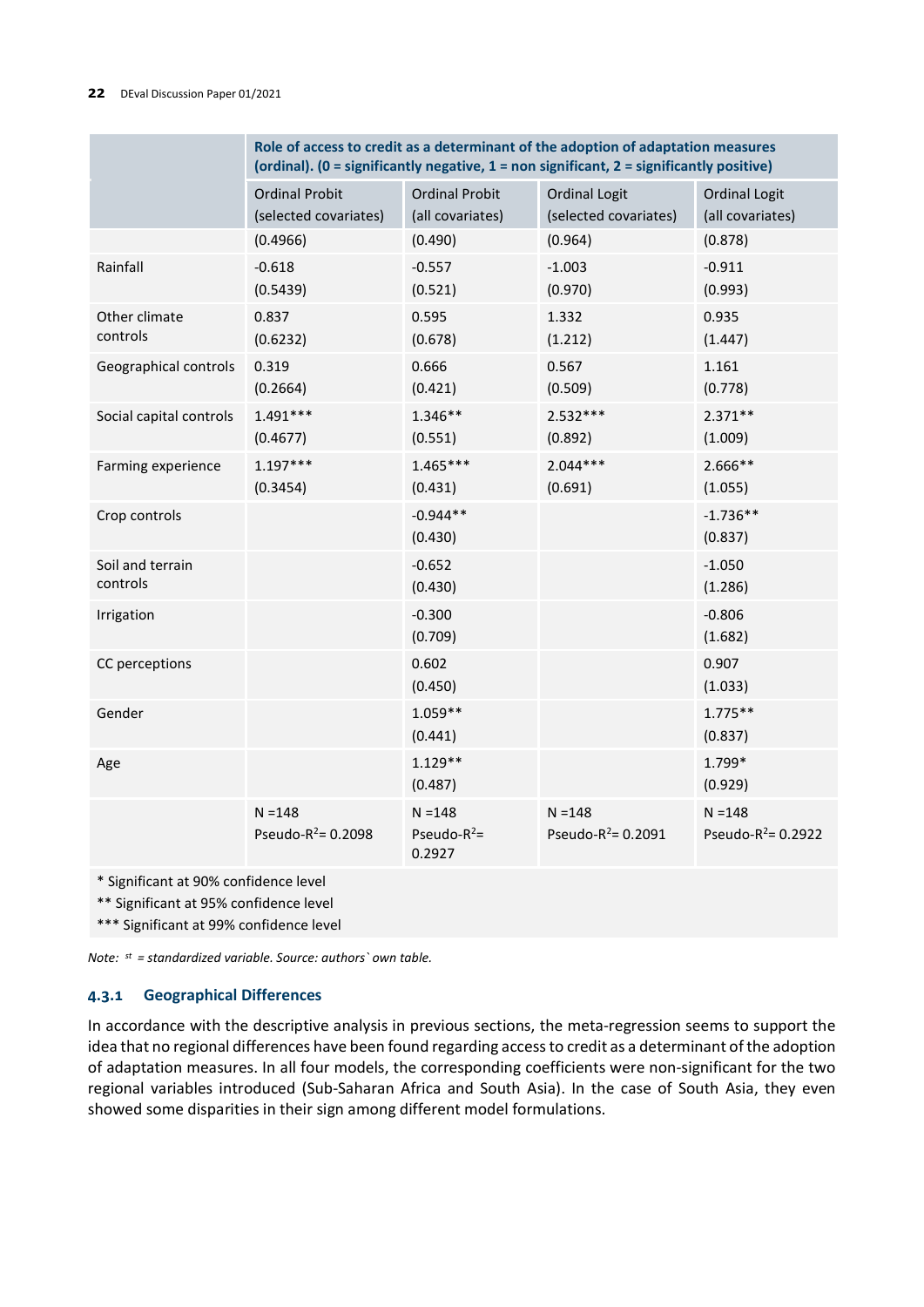| | Role of access to credit as a determinant of the adoption of adaptation measures (ordinal). (0 = significantly negative, 1 = non significant, 2 = significantly positive) | | | |
|---|---|---|---|---|
| | Ordinal Probit (selected covariates) | Ordinal Probit (all covariates) | Ordinal Logit (selected covariates) | Ordinal Logit (all covariates) |
| | (0.4966) | (0.490) | (0.964) | (0.878) |
| Rainfall | -0.618<br>(0.5439) | -0.557<br>(0.521) | -1.003<br>(0.970) | -0.911<br>(0.993) |
| Other climate controls | 0.837<br>(0.6232) | 0.595<br>(0.678) | 1.332<br>(1.212) | 0.935<br>(1.447) |
| Geographical controls | 0.319<br>(0.2664) | 0.666<br>(0.421) | 0.567<br>(0.509) | 1.161<br>(0.778) |
| Social capital controls | 1.491***<br>(0.4677) | 1.346**<br>(0.551) | 2.532***<br>(0.892) | 2.371**<br>(1.009) |
| Farming experience | 1.197***<br>(0.3454) | 1.465***<br>(0.431) | 2.044***<br>(0.691) | 2.666**<br>(1.055) |
| Crop controls | | -0.944**<br>(0.430) | | -1.736**<br>(0.837) |
| Soil and terrain controls | | -0.652<br>(0.430) | | -1.050<br>(1.286) |
| Irrigation | | -0.300<br>(0.709) | | -0.806<br>(1.682) |
| CC perceptions | | 0.602<br>(0.450) | | 0.907<br>(1.033) |
| Gender | | 1.059**<br>(0.441) | | 1.775**<br>(0.837) |
| Age | | 1.129**<br>(0.487) | | 1.799*<br>(0.929) |
| | N =148<br>Pseudo-$R^2$= 0.2098 | N =148<br>Pseudo-$R^2$= 0.2927 | N =148<br>Pseudo-$R^2$= 0.2091 | N =148<br>Pseudo-$R^2$= 0.2922 |

\* Significant at 90% confidence level
** Significant at 95% confidence level
*** Significant at 99% confidence level

*Note: $^{st}$ = standardized variable. Source: authors` own table.*

### 4.3.1 Geographical Differences

In accordance with the descriptive analysis in previous sections, the meta-regression seems to support the idea that no regional differences have been found regarding access to credit as a determinant of the adoption of adaptation measures. In all four models, the corresponding coefficients were non-significant for the two regional variables introduced (Sub-Saharan Africa and South Asia). In the case of South Asia, they even showed some disparities in their sign among different model formulations.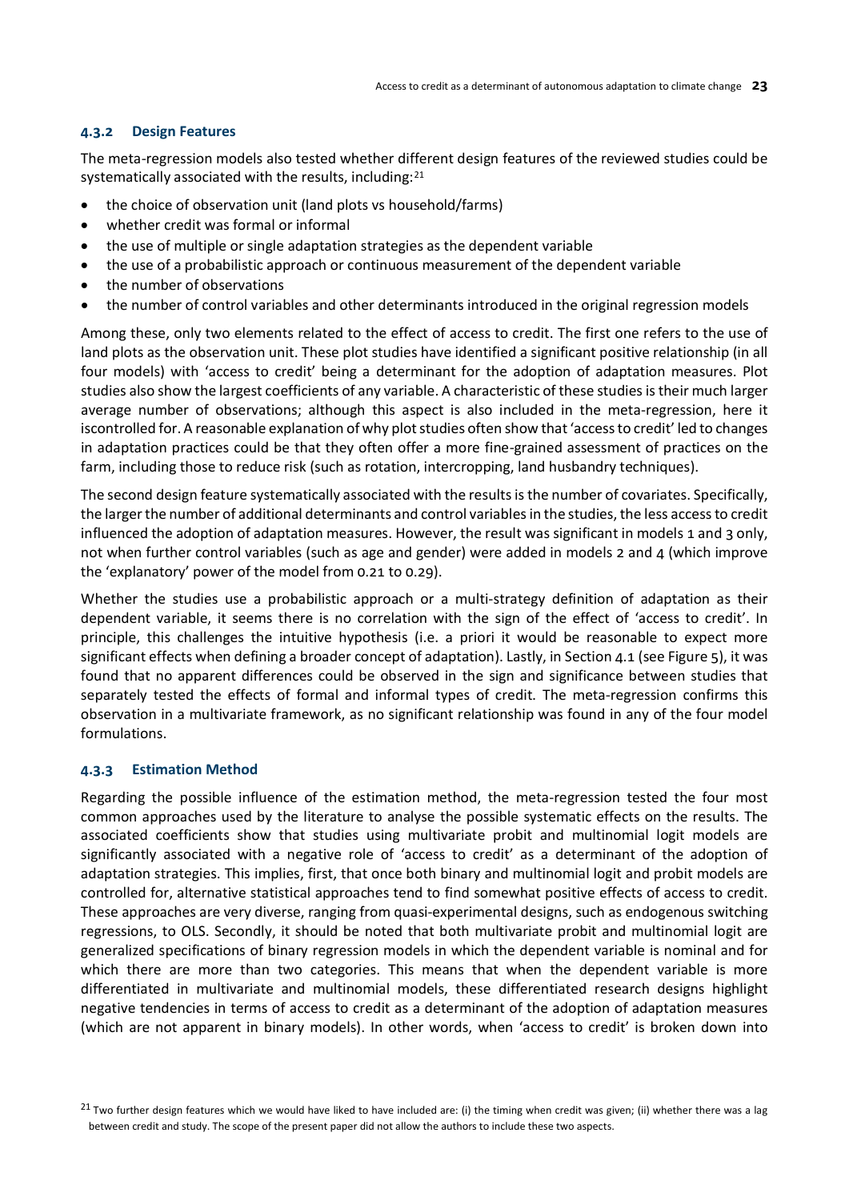### 4.3.2 Design Features

The meta-regression models also tested whether different design features of the reviewed studies could be systematically associated with the results, including:[21]

- the choice of observation unit (land plots vs household/farms)
- whether credit was formal or informal
- the use of multiple or single adaptation strategies as the dependent variable
- the use of a probabilistic approach or continuous measurement of the dependent variable
- the number of observations
- the number of control variables and other determinants introduced in the original regression models

Among these, only two elements related to the effect of access to credit. The first one refers to the use of land plots as the observation unit. These plot studies have identified a significant positive relationship (in all four models) with 'access to credit' being a determinant for the adoption of adaptation measures. Plot studies also show the largest coefficients of any variable. A characteristic of these studies is their much larger average number of observations; although this aspect is also included in the meta-regression, here it iscontrolled for. A reasonable explanation of why plot studies often show that 'access to credit' led to changes in adaptation practices could be that they often offer a more fine-grained assessment of practices on the farm, including those to reduce risk (such as rotation, intercropping, land husbandry techniques).

The second design feature systematically associated with the results is the number of covariates. Specifically, the larger the number of additional determinants and control variables in the studies, the less access to credit influenced the adoption of adaptation measures. However, the result was significant in models 1 and 3 only, not when further control variables (such as age and gender) were added in models 2 and 4 (which improve the 'explanatory' power of the model from 0.21 to 0.29).

Whether the studies use a probabilistic approach or a multi-strategy definition of adaptation as their dependent variable, it seems there is no correlation with the sign of the effect of 'access to credit'. In principle, this challenges the intuitive hypothesis (i.e. a priori it would be reasonable to expect more significant effects when defining a broader concept of adaptation). Lastly, in Section 4.1 (see Figure 5), it was found that no apparent differences could be observed in the sign and significance between studies that separately tested the effects of formal and informal types of credit. The meta-regression confirms this observation in a multivariate framework, as no significant relationship was found in any of the four model formulations.

### 4.3.3 Estimation Method

Regarding the possible influence of the estimation method, the meta-regression tested the four most common approaches used by the literature to analyse the possible systematic effects on the results. The associated coefficients show that studies using multivariate probit and multinomial logit models are significantly associated with a negative role of 'access to credit' as a determinant of the adoption of adaptation strategies. This implies, first, that once both binary and multinomial logit and probit models are controlled for, alternative statistical approaches tend to find somewhat positive effects of access to credit. These approaches are very diverse, ranging from quasi-experimental designs, such as endogenous switching regressions, to OLS. Secondly, it should be noted that both multivariate probit and multinomial logit are generalized specifications of binary regression models in which the dependent variable is nominal and for which there are more than two categories. This means that when the dependent variable is more differentiated in multivariate and multinomial models, these differentiated research designs highlight negative tendencies in terms of access to credit as a determinant of the adoption of adaptation measures (which are not apparent in binary models). In other words, when 'access to credit' is broken down into

[21] Two further design features which we would have liked to have included are: (i) the timing when credit was given; (ii) whether there was a lag between credit and study. The scope of the present paper did not allow the authors to include these two aspects.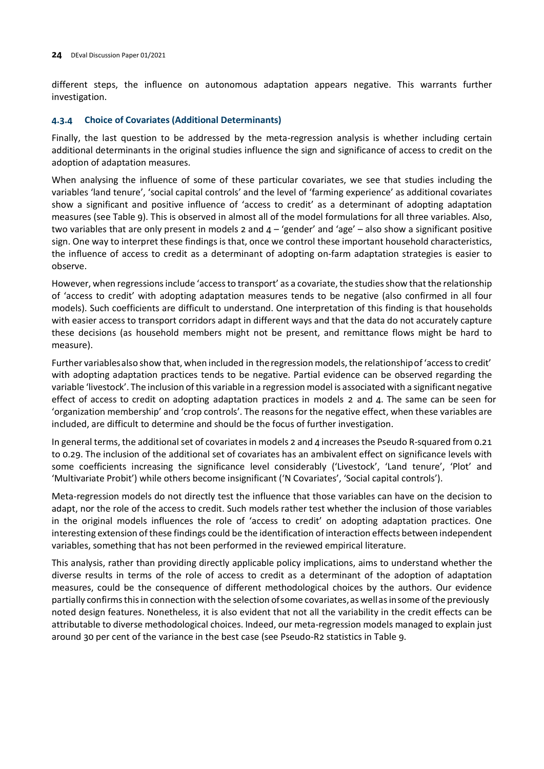different steps, the influence on autonomous adaptation appears negative. This warrants further investigation.

### 4.3.4 Choice of Covariates (Additional Determinants)

Finally, the last question to be addressed by the meta-regression analysis is whether including certain additional determinants in the original studies influence the sign and significance of access to credit on the adoption of adaptation measures.

When analysing the influence of some of these particular covariates, we see that studies including the variables 'land tenure', 'social capital controls' and the level of 'farming experience' as additional covariates show a significant and positive influence of 'access to credit' as a determinant of adopting adaptation measures (see Table 9). This is observed in almost all of the model formulations for all three variables. Also, two variables that are only present in models 2 and 4 – 'gender' and 'age' – also show a significant positive sign. One way to interpret these findings is that, once we control these important household characteristics, the influence of access to credit as a determinant of adopting on-farm adaptation strategies is easier to observe.

However, when regressions include 'access to transport' as a covariate, the studies show that the relationship of 'access to credit' with adopting adaptation measures tends to be negative (also confirmed in all four models). Such coefficients are difficult to understand. One interpretation of this finding is that households with easier access to transport corridors adapt in different ways and that the data do not accurately capture these decisions (as household members might not be present, and remittance flows might be hard to measure).

Further variables also show that, when included in the regression models, the relationship of 'access to credit' with adopting adaptation practices tends to be negative. Partial evidence can be observed regarding the variable 'livestock'. The inclusion of this variable in a regression model is associated with a significant negative effect of access to credit on adopting adaptation practices in models 2 and 4. The same can be seen for 'organization membership' and 'crop controls'. The reasons for the negative effect, when these variables are included, are difficult to determine and should be the focus of further investigation.

In general terms, the additional set of covariates in models 2 and 4 increases the Pseudo R-squared from 0.21 to 0.29. The inclusion of the additional set of covariates has an ambivalent effect on significance levels with some coefficients increasing the significance level considerably ('Livestock', 'Land tenure', 'Plot' and 'Multivariate Probit') while others become insignificant ('N Covariates', 'Social capital controls').

Meta-regression models do not directly test the influence that those variables can have on the decision to adapt, nor the role of the access to credit. Such models rather test whether the inclusion of those variables in the original models influences the role of 'access to credit' on adopting adaptation practices. One interesting extension of these findings could be the identification of interaction effects between independent variables, something that has not been performed in the reviewed empirical literature.

This analysis, rather than providing directly applicable policy implications, aims to understand whether the diverse results in terms of the role of access to credit as a determinant of the adoption of adaptation measures, could be the consequence of different methodological choices by the authors. Our evidence partially confirms this in connection with the selection of some covariates, as well as in some of the previously noted design features. Nonetheless, it is also evident that not all the variability in the credit effects can be attributable to diverse methodological choices. Indeed, our meta-regression models managed to explain just around 30 per cent of the variance in the best case (see Pseudo-R2 statistics in Table 9.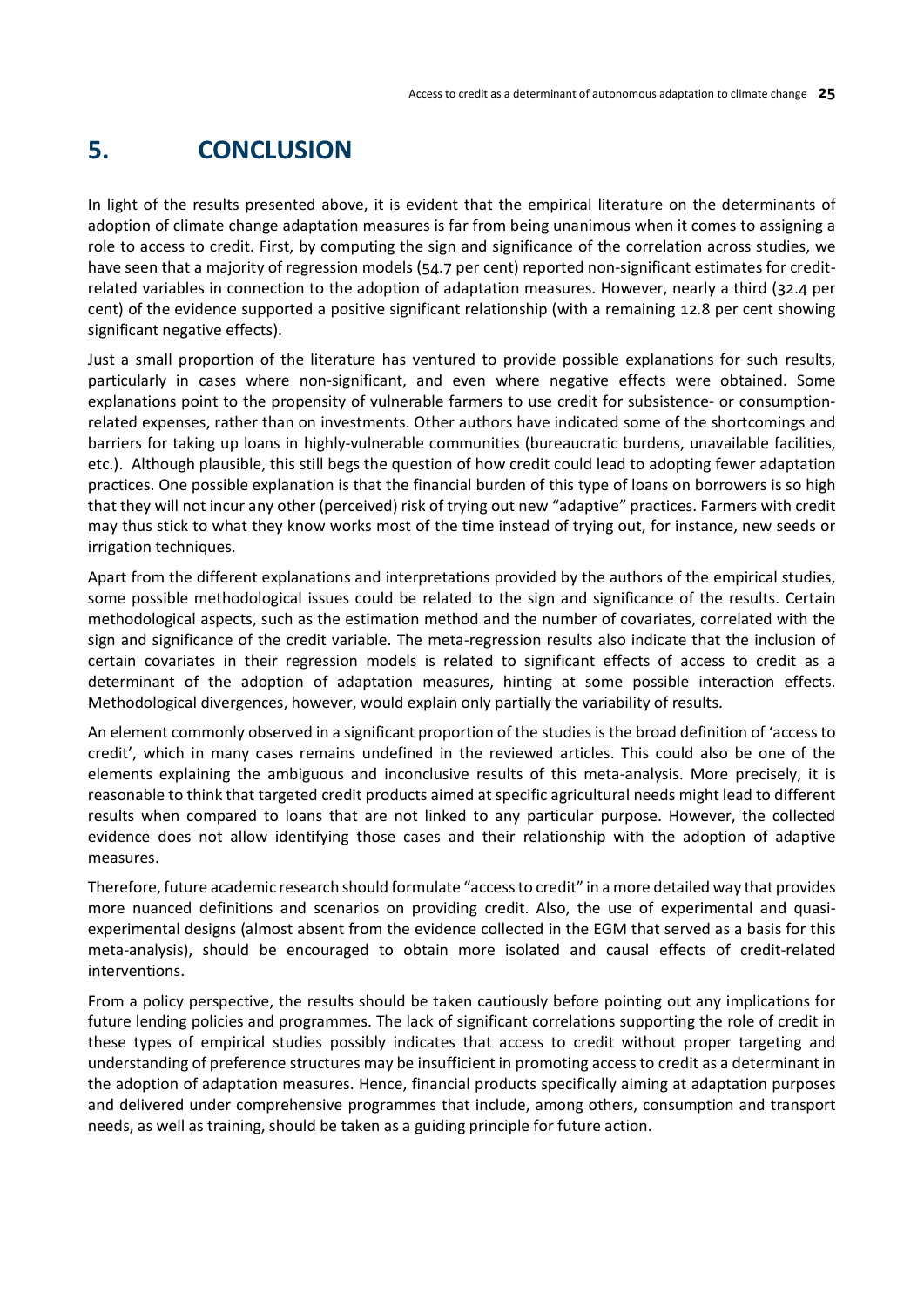# 5. CONCLUSION

In light of the results presented above, it is evident that the empirical literature on the determinants of adoption of climate change adaptation measures is far from being unanimous when it comes to assigning a role to access to credit. First, by computing the sign and significance of the correlation across studies, we have seen that a majority of regression models (54.7 per cent) reported non-significant estimates for credit-related variables in connection to the adoption of adaptation measures. However, nearly a third (32.4 per cent) of the evidence supported a positive significant relationship (with a remaining 12.8 per cent showing significant negative effects).

Just a small proportion of the literature has ventured to provide possible explanations for such results, particularly in cases where non-significant, and even where negative effects were obtained. Some explanations point to the propensity of vulnerable farmers to use credit for subsistence- or consumption-related expenses, rather than on investments. Other authors have indicated some of the shortcomings and barriers for taking up loans in highly-vulnerable communities (bureaucratic burdens, unavailable facilities, etc.). Although plausible, this still begs the question of how credit could lead to adopting fewer adaptation practices. One possible explanation is that the financial burden of this type of loans on borrowers is so high that they will not incur any other (perceived) risk of trying out new "adaptive" practices. Farmers with credit may thus stick to what they know works most of the time instead of trying out, for instance, new seeds or irrigation techniques.

Apart from the different explanations and interpretations provided by the authors of the empirical studies, some possible methodological issues could be related to the sign and significance of the results. Certain methodological aspects, such as the estimation method and the number of covariates, correlated with the sign and significance of the credit variable. The meta-regression results also indicate that the inclusion of certain covariates in their regression models is related to significant effects of access to credit as a determinant of the adoption of adaptation measures, hinting at some possible interaction effects. Methodological divergences, however, would explain only partially the variability of results.

An element commonly observed in a significant proportion of the studies is the broad definition of 'access to credit', which in many cases remains undefined in the reviewed articles. This could also be one of the elements explaining the ambiguous and inconclusive results of this meta-analysis. More precisely, it is reasonable to think that targeted credit products aimed at specific agricultural needs might lead to different results when compared to loans that are not linked to any particular purpose. However, the collected evidence does not allow identifying those cases and their relationship with the adoption of adaptive measures.

Therefore, future academic research should formulate "access to credit" in a more detailed way that provides more nuanced definitions and scenarios on providing credit. Also, the use of experimental and quasi-experimental designs (almost absent from the evidence collected in the EGM that served as a basis for this meta-analysis), should be encouraged to obtain more isolated and causal effects of credit-related interventions.

From a policy perspective, the results should be taken cautiously before pointing out any implications for future lending policies and programmes. The lack of significant correlations supporting the role of credit in these types of empirical studies possibly indicates that access to credit without proper targeting and understanding of preference structures may be insufficient in promoting access to credit as a determinant in the adoption of adaptation measures. Hence, financial products specifically aiming at adaptation purposes and delivered under comprehensive programmes that include, among others, consumption and transport needs, as well as training, should be taken as a guiding principle for future action.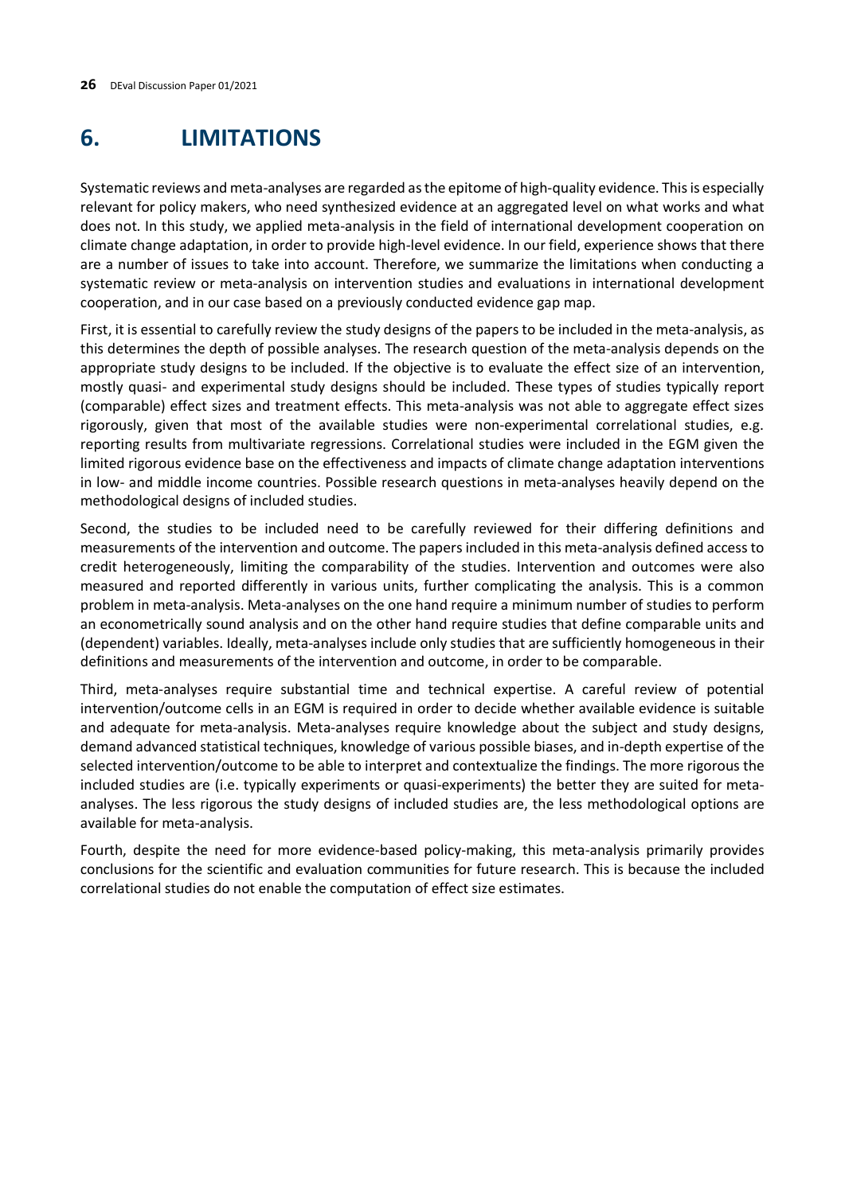# 6. LIMITATIONS

Systematic reviews and meta-analyses are regarded as the epitome of high-quality evidence. This is especially relevant for policy makers, who need synthesized evidence at an aggregated level on what works and what does not. In this study, we applied meta-analysis in the field of international development cooperation on climate change adaptation, in order to provide high-level evidence. In our field, experience shows that there are a number of issues to take into account. Therefore, we summarize the limitations when conducting a systematic review or meta-analysis on intervention studies and evaluations in international development cooperation, and in our case based on a previously conducted evidence gap map.

First, it is essential to carefully review the study designs of the papers to be included in the meta-analysis, as this determines the depth of possible analyses. The research question of the meta-analysis depends on the appropriate study designs to be included. If the objective is to evaluate the effect size of an intervention, mostly quasi- and experimental study designs should be included. These types of studies typically report (comparable) effect sizes and treatment effects. This meta-analysis was not able to aggregate effect sizes rigorously, given that most of the available studies were non-experimental correlational studies, e.g. reporting results from multivariate regressions. Correlational studies were included in the EGM given the limited rigorous evidence base on the effectiveness and impacts of climate change adaptation interventions in low- and middle income countries. Possible research questions in meta-analyses heavily depend on the methodological designs of included studies.

Second, the studies to be included need to be carefully reviewed for their differing definitions and measurements of the intervention and outcome. The papers included in this meta-analysis defined access to credit heterogeneously, limiting the comparability of the studies. Intervention and outcomes were also measured and reported differently in various units, further complicating the analysis. This is a common problem in meta-analysis. Meta-analyses on the one hand require a minimum number of studies to perform an econometrically sound analysis and on the other hand require studies that define comparable units and (dependent) variables. Ideally, meta-analyses include only studies that are sufficiently homogeneous in their definitions and measurements of the intervention and outcome, in order to be comparable.

Third, meta-analyses require substantial time and technical expertise. A careful review of potential intervention/outcome cells in an EGM is required in order to decide whether available evidence is suitable and adequate for meta-analysis. Meta-analyses require knowledge about the subject and study designs, demand advanced statistical techniques, knowledge of various possible biases, and in-depth expertise of the selected intervention/outcome to be able to interpret and contextualize the findings. The more rigorous the included studies are (i.e. typically experiments or quasi-experiments) the better they are suited for meta-analyses. The less rigorous the study designs of included studies are, the less methodological options are available for meta-analysis.

Fourth, despite the need for more evidence-based policy-making, this meta-analysis primarily provides conclusions for the scientific and evaluation communities for future research. This is because the included correlational studies do not enable the computation of effect size estimates.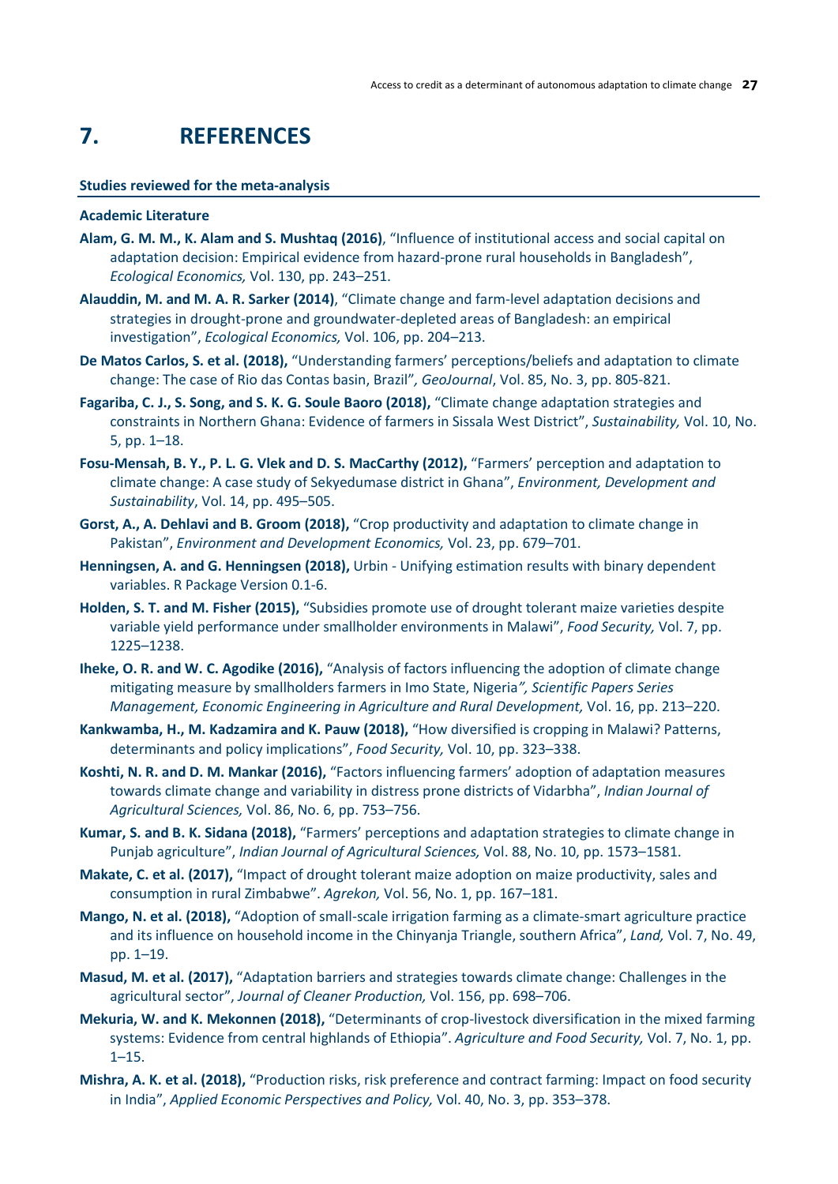# 7. REFERENCES

**Studies reviewed for the meta-analysis**

**Academic Literature**

**Alam, G. M. M., K. Alam and S. Mushtaq (2016)**, "Influence of institutional access and social capital on adaptation decision: Empirical evidence from hazard-prone rural households in Bangladesh", *Ecological Economics,* Vol. 130, pp. 243–251.

**Alauddin, M. and M. A. R. Sarker (2014)**, "Climate change and farm-level adaptation decisions and strategies in drought-prone and groundwater-depleted areas of Bangladesh: an empirical investigation", *Ecological Economics,* Vol. 106, pp. 204–213.

**De Matos Carlos, S. et al. (2018),** "Understanding farmers' perceptions/beliefs and adaptation to climate change: The case of Rio das Contas basin, Brazil"*, GeoJournal*, Vol. 85, No. 3, pp. 805-821.

**Fagariba, C. J., S. Song, and S. K. G. Soule Baoro (2018),** "Climate change adaptation strategies and constraints in Northern Ghana: Evidence of farmers in Sissala West District", *Sustainability,* Vol. 10, No. 5, pp. 1–18.

**Fosu-Mensah, B. Y., P. L. G. Vlek and D. S. MacCarthy (2012),** "Farmers' perception and adaptation to climate change: A case study of Sekyedumase district in Ghana", *Environment, Development and Sustainability*, Vol. 14, pp. 495–505.

**Gorst, A., A. Dehlavi and B. Groom (2018),** "Crop productivity and adaptation to climate change in Pakistan", *Environment and Development Economics,* Vol. 23, pp. 679–701.

**Henningsen, A. and G. Henningsen (2018),** Urbin - Unifying estimation results with binary dependent variables. R Package Version 0.1-6.

**Holden, S. T. and M. Fisher (2015),** "Subsidies promote use of drought tolerant maize varieties despite variable yield performance under smallholder environments in Malawi", *Food Security,* Vol. 7, pp. 1225–1238.

**Iheke, O. R. and W. C. Agodike (2016),** "Analysis of factors influencing the adoption of climate change mitigating measure by smallholders farmers in Imo State, Nigeria*", Scientific Papers Series Management, Economic Engineering in Agriculture and Rural Development,* Vol. 16, pp. 213–220.

**Kankwamba, H., M. Kadzamira and K. Pauw (2018),** "How diversified is cropping in Malawi? Patterns, determinants and policy implications", *Food Security,* Vol. 10, pp. 323–338.

**Koshti, N. R. and D. M. Mankar (2016),** "Factors influencing farmers' adoption of adaptation measures towards climate change and variability in distress prone districts of Vidarbha", *Indian Journal of Agricultural Sciences,* Vol. 86, No. 6, pp. 753–756.

**Kumar, S. and B. K. Sidana (2018),** "Farmers' perceptions and adaptation strategies to climate change in Punjab agriculture", *Indian Journal of Agricultural Sciences,* Vol. 88, No. 10, pp. 1573–1581.

**Makate, C. et al. (2017),** "Impact of drought tolerant maize adoption on maize productivity, sales and consumption in rural Zimbabwe". *Agrekon,* Vol. 56, No. 1, pp. 167–181.

**Mango, N. et al. (2018),** "Adoption of small-scale irrigation farming as a climate-smart agriculture practice and its influence on household income in the Chinyanja Triangle, southern Africa", *Land,* Vol. 7, No. 49, pp. 1–19.

**Masud, M. et al. (2017),** "Adaptation barriers and strategies towards climate change: Challenges in the agricultural sector", *Journal of Cleaner Production,* Vol. 156, pp. 698–706.

**Mekuria, W. and K. Mekonnen (2018),** "Determinants of crop-livestock diversification in the mixed farming systems: Evidence from central highlands of Ethiopia". *Agriculture and Food Security,* Vol. 7, No. 1, pp. 1–15.

**Mishra, A. K. et al. (2018),** "Production risks, risk preference and contract farming: Impact on food security in India", *Applied Economic Perspectives and Policy,* Vol. 40, No. 3, pp. 353–378.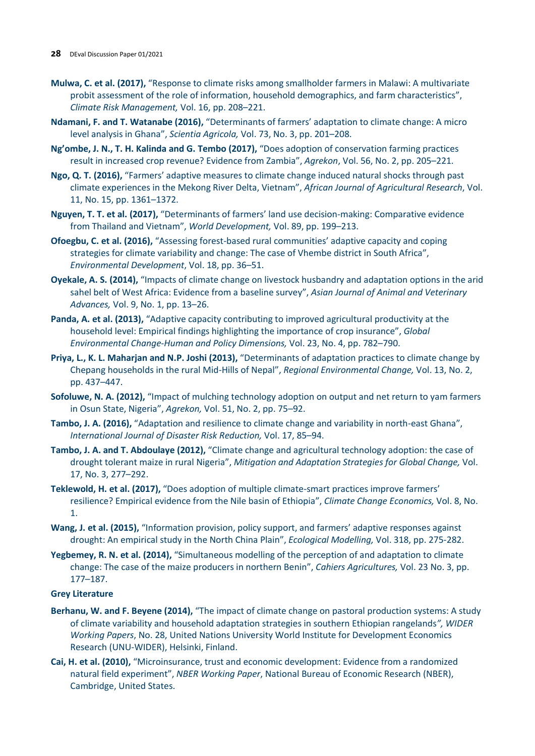**Mulwa, C. et al. (2017),** "Response to climate risks among smallholder farmers in Malawi: A multivariate probit assessment of the role of information, household demographics, and farm characteristics", *Climate Risk Management,* Vol. 16, pp. 208–221.

**Ndamani, F. and T. Watanabe (2016),** "Determinants of farmers' adaptation to climate change: A micro level analysis in Ghana", *Scientia Agricola,* Vol. 73, No. 3, pp. 201–208.

**Ng'ombe, J. N., T. H. Kalinda and G. Tembo (2017),** "Does adoption of conservation farming practices result in increased crop revenue? Evidence from Zambia", *Agrekon*, Vol. 56, No. 2, pp. 205–221.

**Ngo, Q. T. (2016),** "Farmers' adaptive measures to climate change induced natural shocks through past climate experiences in the Mekong River Delta, Vietnam", *African Journal of Agricultural Research*, Vol. 11, No. 15, pp. 1361–1372.

**Nguyen, T. T. et al. (2017),** "Determinants of farmers' land use decision-making: Comparative evidence from Thailand and Vietnam", *World Development,* Vol. 89, pp. 199–213.

**Ofoegbu, C. et al. (2016),** "Assessing forest-based rural communities' adaptive capacity and coping strategies for climate variability and change: The case of Vhembe district in South Africa", *Environmental Development*, Vol. 18, pp. 36–51.

**Oyekale, A. S. (2014),** "Impacts of climate change on livestock husbandry and adaptation options in the arid sahel belt of West Africa: Evidence from a baseline survey", *Asian Journal of Animal and Veterinary Advances,* Vol. 9, No. 1, pp. 13–26.

**Panda, A. et al. (2013),** "Adaptive capacity contributing to improved agricultural productivity at the household level: Empirical findings highlighting the importance of crop insurance", *Global Environmental Change-Human and Policy Dimensions,* Vol. 23, No. 4, pp. 782–790.

**Priya, L., K. L. Maharjan and N.P. Joshi (2013),** "Determinants of adaptation practices to climate change by Chepang households in the rural Mid-Hills of Nepal", *Regional Environmental Change,* Vol. 13, No. 2, pp. 437–447.

**Sofoluwe, N. A. (2012),** "Impact of mulching technology adoption on output and net return to yam farmers in Osun State, Nigeria", *Agrekon,* Vol. 51, No. 2, pp. 75–92.

**Tambo, J. A. (2016),** "Adaptation and resilience to climate change and variability in north-east Ghana", *International Journal of Disaster Risk Reduction,* Vol. 17, 85–94.

**Tambo, J. A. and T. Abdoulaye (2012),** "Climate change and agricultural technology adoption: the case of drought tolerant maize in rural Nigeria", *Mitigation and Adaptation Strategies for Global Change,* Vol. 17, No. 3, 277–292.

**Teklewold, H. et al. (2017),** "Does adoption of multiple climate-smart practices improve farmers' resilience? Empirical evidence from the Nile basin of Ethiopia", *Climate Change Economics,* Vol. 8, No. 1.

**Wang, J. et al. (2015),** "Information provision, policy support, and farmers' adaptive responses against drought: An empirical study in the North China Plain", *Ecological Modelling,* Vol. 318, pp. 275-282.

**Yegbemey, R. N. et al. (2014),** "Simultaneous modelling of the perception of and adaptation to climate change: The case of the maize producers in northern Benin", *Cahiers Agricultures,* Vol. 23 No. 3, pp. 177–187.

**Grey Literature**

**Berhanu, W. and F. Beyene (2014),** "The impact of climate change on pastoral production systems: A study of climate variability and household adaptation strategies in southern Ethiopian rangelands*", WIDER Working Papers*, No. 28, United Nations University World Institute for Development Economics Research (UNU-WIDER), Helsinki, Finland.

**Cai, H. et al. (2010),** "Microinsurance, trust and economic development: Evidence from a randomized natural field experiment", *NBER Working Paper*, National Bureau of Economic Research (NBER), Cambridge, United States.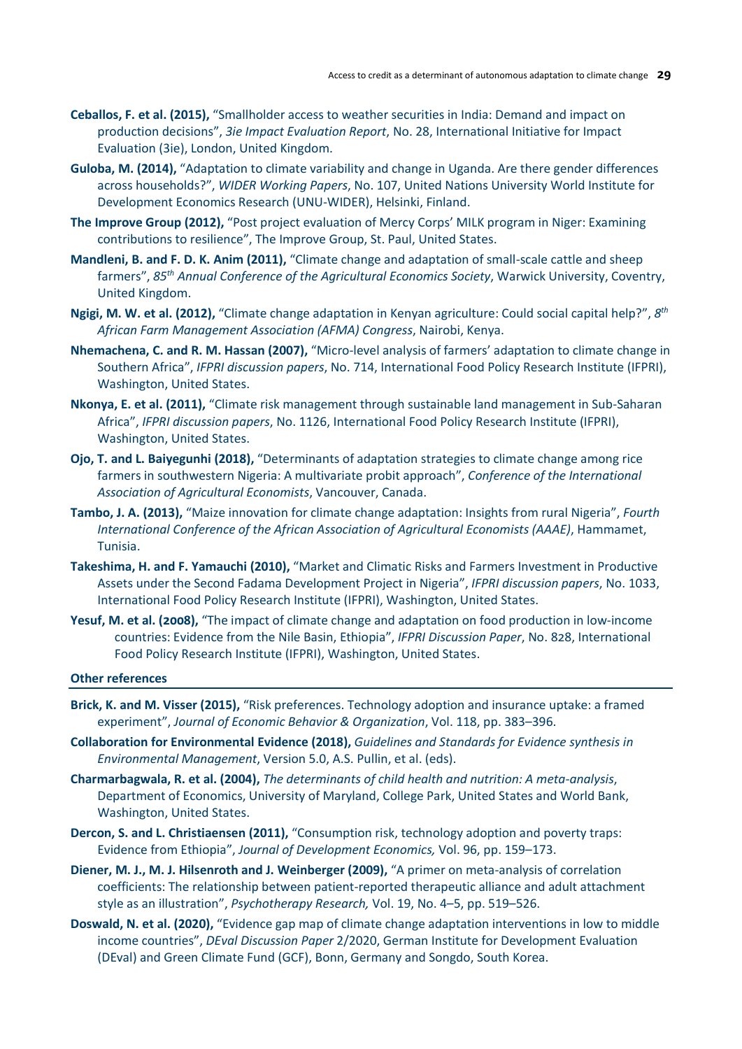**Ceballos, F. et al. (2015),** "Smallholder access to weather securities in India: Demand and impact on production decisions", *3ie Impact Evaluation Report*, No. 28, International Initiative for Impact Evaluation (3ie), London, United Kingdom.

**Guloba, M. (2014),** "Adaptation to climate variability and change in Uganda. Are there gender differences across households?", *WIDER Working Papers*, No. 107, United Nations University World Institute for Development Economics Research (UNU-WIDER), Helsinki, Finland.

**The Improve Group (2012),** "Post project evaluation of Mercy Corps' MILK program in Niger: Examining contributions to resilience", The Improve Group, St. Paul, United States.

**Mandleni, B. and F. D. K. Anim (2011),** "Climate change and adaptation of small-scale cattle and sheep farmers", *85th Annual Conference of the Agricultural Economics Society*, Warwick University, Coventry, United Kingdom.

**Ngigi, M. W. et al. (2012),** "Climate change adaptation in Kenyan agriculture: Could social capital help?", *8th African Farm Management Association (AFMA) Congress*, Nairobi, Kenya.

**Nhemachena, C. and R. M. Hassan (2007),** "Micro-level analysis of farmers' adaptation to climate change in Southern Africa", *IFPRI discussion papers*, No. 714, International Food Policy Research Institute (IFPRI), Washington, United States.

**Nkonya, E. et al. (2011),** "Climate risk management through sustainable land management in Sub-Saharan Africa", *IFPRI discussion papers*, No. 1126, International Food Policy Research Institute (IFPRI), Washington, United States.

**Ojo, T. and L. Baiyegunhi (2018),** "Determinants of adaptation strategies to climate change among rice farmers in southwestern Nigeria: A multivariate probit approach", *Conference of the International Association of Agricultural Economists*, Vancouver, Canada.

**Tambo, J. A. (2013),** "Maize innovation for climate change adaptation: Insights from rural Nigeria", *Fourth International Conference of the African Association of Agricultural Economists (AAAE)*, Hammamet, Tunisia.

**Takeshima, H. and F. Yamauchi (2010),** "Market and Climatic Risks and Farmers Investment in Productive Assets under the Second Fadama Development Project in Nigeria", *IFPRI discussion papers*, No. 1033, International Food Policy Research Institute (IFPRI), Washington, United States.

**Yesuf, M. et al. (2008),** "The impact of climate change and adaptation on food production in low-income countries: Evidence from the Nile Basin, Ethiopia", *IFPRI Discussion Paper*, No. 828, International Food Policy Research Institute (IFPRI), Washington, United States.

**Other references**

**Brick, K. and M. Visser (2015),** "Risk preferences. Technology adoption and insurance uptake: a framed experiment", *Journal of Economic Behavior & Organization*, Vol. 118, pp. 383–396.

**Collaboration for Environmental Evidence (2018),** *Guidelines and Standards for Evidence synthesis in Environmental Management*, Version 5.0, A.S. Pullin, et al. (eds).

**Charmarbagwala, R. et al. (2004),** *The determinants of child health and nutrition: A meta-analysis*, Department of Economics, University of Maryland, College Park, United States and World Bank, Washington, United States.

**Dercon, S. and L. Christiaensen (2011),** "Consumption risk, technology adoption and poverty traps: Evidence from Ethiopia", *Journal of Development Economics,* Vol. 96, pp. 159–173.

**Diener, M. J., M. J. Hilsenroth and J. Weinberger (2009),** "A primer on meta-analysis of correlation coefficients: The relationship between patient-reported therapeutic alliance and adult attachment style as an illustration", *Psychotherapy Research,* Vol. 19, No. 4–5, pp. 519–526.

**Doswald, N. et al. (2020),** "Evidence gap map of climate change adaptation interventions in low to middle income countries", *DEval Discussion Paper* 2/2020, German Institute for Development Evaluation (DEval) and Green Climate Fund (GCF), Bonn, Germany and Songdo, South Korea.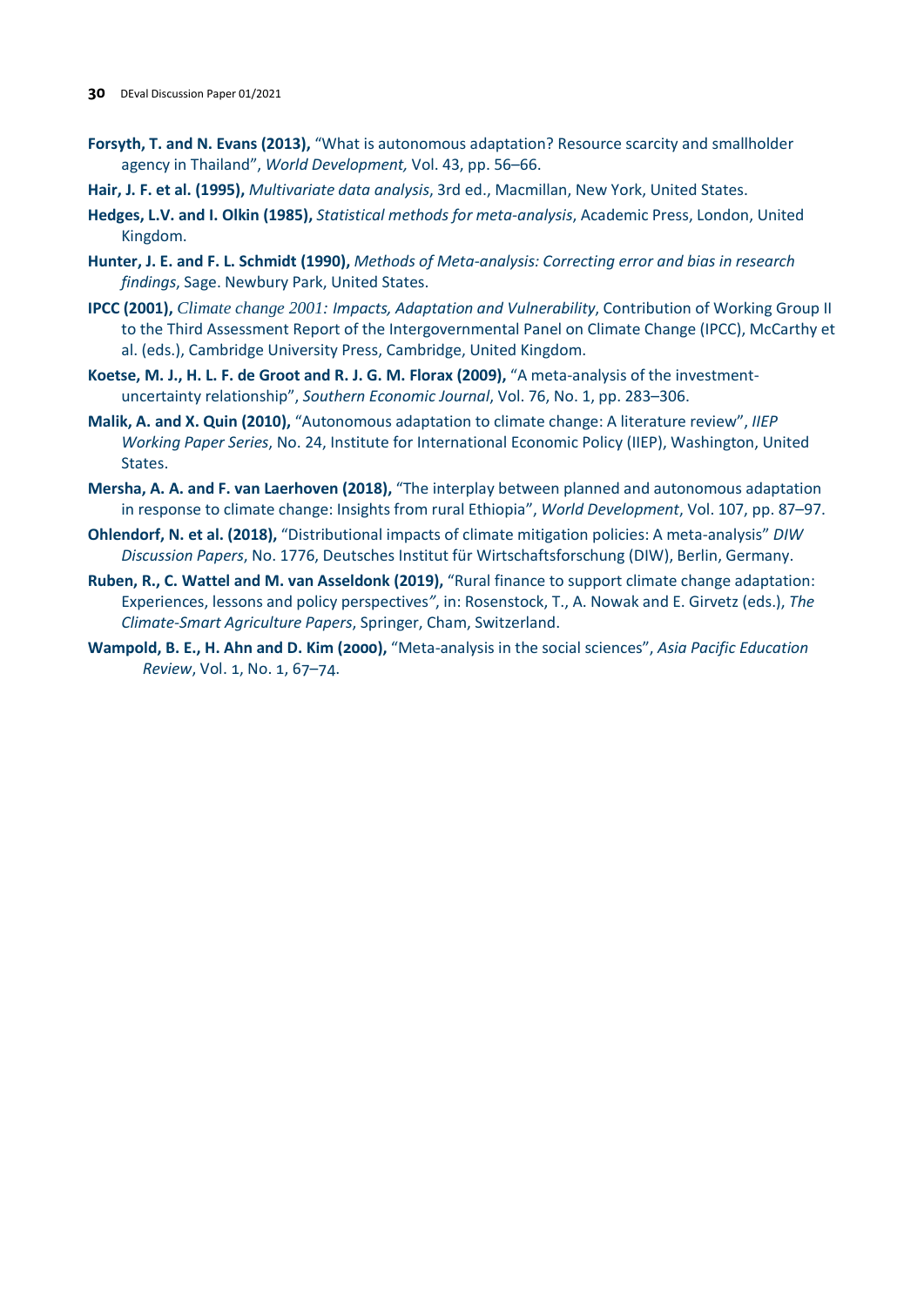**Forsyth, T. and N. Evans (2013),** “What is autonomous adaptation? Resource scarcity and smallholder agency in Thailand”, *World Development,* Vol. 43, pp. 56–66.

**Hair, J. F. et al. (1995),** *Multivariate data analysis*, 3rd ed., Macmillan, New York, United States.

**Hedges, L.V. and I. Olkin (1985),** *Statistical methods for meta-analysis*, Academic Press, London, United Kingdom.

**Hunter, J. E. and F. L. Schmidt (1990),** *Methods of Meta-analysis: Correcting error and bias in research findings*, Sage. Newbury Park, United States.

**IPCC (2001),** *Climate change 2001: Impacts, Adaptation and Vulnerability*, Contribution of Working Group II to the Third Assessment Report of the Intergovernmental Panel on Climate Change (IPCC), McCarthy et al. (eds.), Cambridge University Press, Cambridge, United Kingdom.

**Koetse, M. J., H. L. F. de Groot and R. J. G. M. Florax (2009),** “A meta-analysis of the investment-uncertainty relationship”, *Southern Economic Journal*, Vol. 76, No. 1, pp. 283–306.

**Malik, A. and X. Quin (2010),** “Autonomous adaptation to climate change: A literature review”, *IIEP Working Paper Series*, No. 24, Institute for International Economic Policy (IIEP), Washington, United States.

**Mersha, A. A. and F. van Laerhoven (2018),** “The interplay between planned and autonomous adaptation in response to climate change: Insights from rural Ethiopia”, *World Development*, Vol. 107, pp. 87–97.

**Ohlendorf, N. et al. (2018),** “Distributional impacts of climate mitigation policies: A meta-analysis” *DIW Discussion Papers*, No. 1776, Deutsches Institut für Wirtschaftsforschung (DIW), Berlin, Germany.

**Ruben, R., C. Wattel and M. van Asseldonk (2019),** “Rural finance to support climate change adaptation: Experiences, lessons and policy perspectives”, in: Rosenstock, T., A. Nowak and E. Girvetz (eds.), *The Climate-Smart Agriculture Papers*, Springer, Cham, Switzerland.

**Wampold, B. E., H. Ahn and D. Kim (2000),** “Meta-analysis in the social sciences”, *Asia Pacific Education Review*, Vol. 1, No. 1, 67–74.